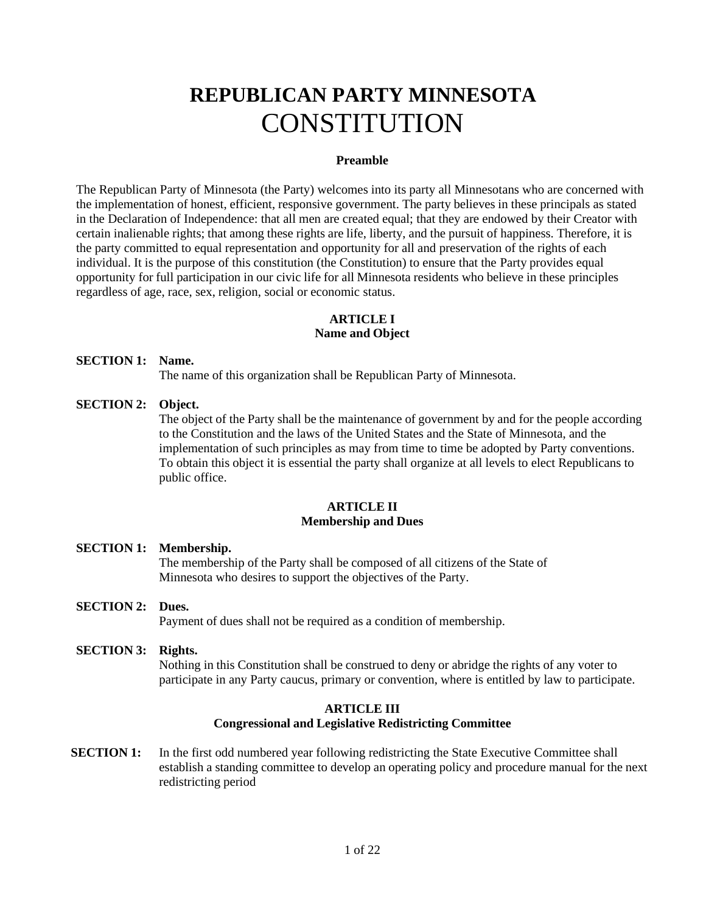# REPUBLICAN PARTY MINNESOTA
# CONSTITUTION

### Preamble

The Republican Party of Minnesota (the Party) welcomes into its party all Minnesotans who are concerned with the implementation of honest, efficient, responsive government. The party believes in these principals as stated in the Declaration of Independence: that all men are created equal; that they are endowed by their Creator with certain inalienable rights; that among these rights are life, liberty, and the pursuit of happiness. Therefore, it is the party committed to equal representation and opportunity for all and preservation of the rights of each individual. It is the purpose of this constitution (the Constitution) to ensure that the Party provides equal opportunity for full participation in our civic life for all Minnesota residents who believe in these principles regardless of age, race, sex, religion, social or economic status.

## ARTICLE I
## Name and Object

**SECTION 1: Name.**
The name of this organization shall be Republican Party of Minnesota.

**SECTION 2: Object.**
The object of the Party shall be the maintenance of government by and for the people according to the Constitution and the laws of the United States and the State of Minnesota, and the implementation of such principles as may from time to time be adopted by Party conventions. To obtain this object it is essential the party shall organize at all levels to elect Republicans to public office.

## ARTICLE II
## Membership and Dues

**SECTION 1: Membership.**
The membership of the Party shall be composed of all citizens of the State of Minnesota who desires to support the objectives of the Party.

**SECTION 2: Dues.**
Payment of dues shall not be required as a condition of membership.

**SECTION 3: Rights.**
Nothing in this Constitution shall be construed to deny or abridge the rights of any voter to participate in any Party caucus, primary or convention, where is entitled by law to participate.

## ARTICLE III
## Congressional and Legislative Redistricting Committee

**SECTION 1:** In the first odd numbered year following redistricting the State Executive Committee shall establish a standing committee to develop an operating policy and procedure manual for the next redistricting period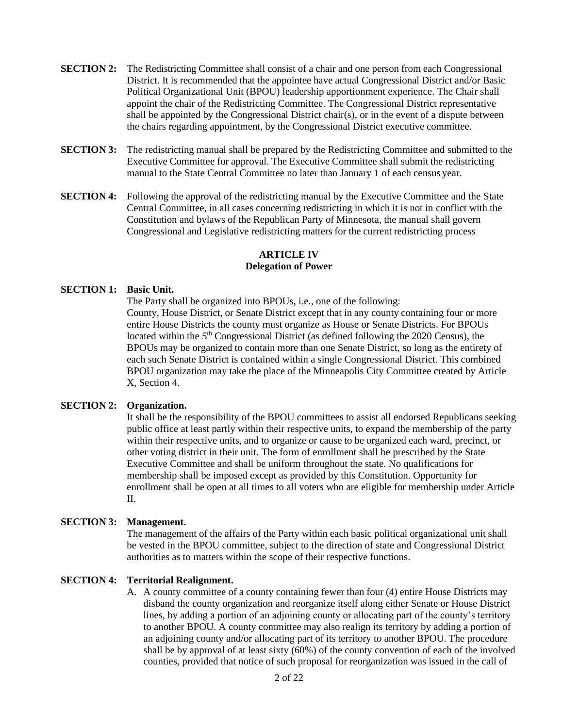**SECTION 2:** The Redistricting Committee shall consist of a chair and one person from each Congressional District. It is recommended that the appointee have actual Congressional District and/or Basic Political Organizational Unit (BPOU) leadership apportionment experience. The Chair shall appoint the chair of the Redistricting Committee. The Congressional District representative shall be appointed by the Congressional District chair(s), or in the event of a dispute between the chairs regarding appointment, by the Congressional District executive committee.

**SECTION 3:** The redistricting manual shall be prepared by the Redistricting Committee and submitted to the Executive Committee for approval. The Executive Committee shall submit the redistricting manual to the State Central Committee no later than January 1 of each census year.

**SECTION 4:** Following the approval of the redistricting manual by the Executive Committee and the State Central Committee, in all cases concerning redistricting in which it is not in conflict with the Constitution and bylaws of the Republican Party of Minnesota, the manual shall govern Congressional and Legislative redistricting matters for the current redistricting process

## ARTICLE IV
## Delegation of Power

**SECTION 1: Basic Unit.**

The Party shall be organized into BPOUs, i.e., one of the following:
County, House District, or Senate District except that in any county containing four or more entire House Districts the county must organize as House or Senate Districts. For BPOUs located within the 5th Congressional District (as defined following the 2020 Census), the BPOUs may be organized to contain more than one Senate District, so long as the entirety of each such Senate District is contained within a single Congressional District. This combined BPOU organization may take the place of the Minneapolis City Committee created by Article X, Section 4.

**SECTION 2: Organization.**

It shall be the responsibility of the BPOU committees to assist all endorsed Republicans seeking public office at least partly within their respective units, to expand the membership of the party within their respective units, and to organize or cause to be organized each ward, precinct, or other voting district in their unit. The form of enrollment shall be prescribed by the State Executive Committee and shall be uniform throughout the state. No qualifications for membership shall be imposed except as provided by this Constitution. Opportunity for enrollment shall be open at all times to all voters who are eligible for membership under Article II.

**SECTION 3: Management.**

The management of the affairs of the Party within each basic political organizational unit shall be vested in the BPOU committee, subject to the direction of state and Congressional District authorities as to matters within the scope of their respective functions.

**SECTION 4: Territorial Realignment.**

A. A county committee of a county containing fewer than four (4) entire House Districts may disband the county organization and reorganize itself along either Senate or House District lines, by adding a portion of an adjoining county or allocating part of the county's territory to another BPOU. A county committee may also realign its territory by adding a portion of an adjoining county and/or allocating part of its territory to another BPOU. The procedure shall be by approval of at least sixty (60%) of the county convention of each of the involved counties, provided that notice of such proposal for reorganization was issued in the call of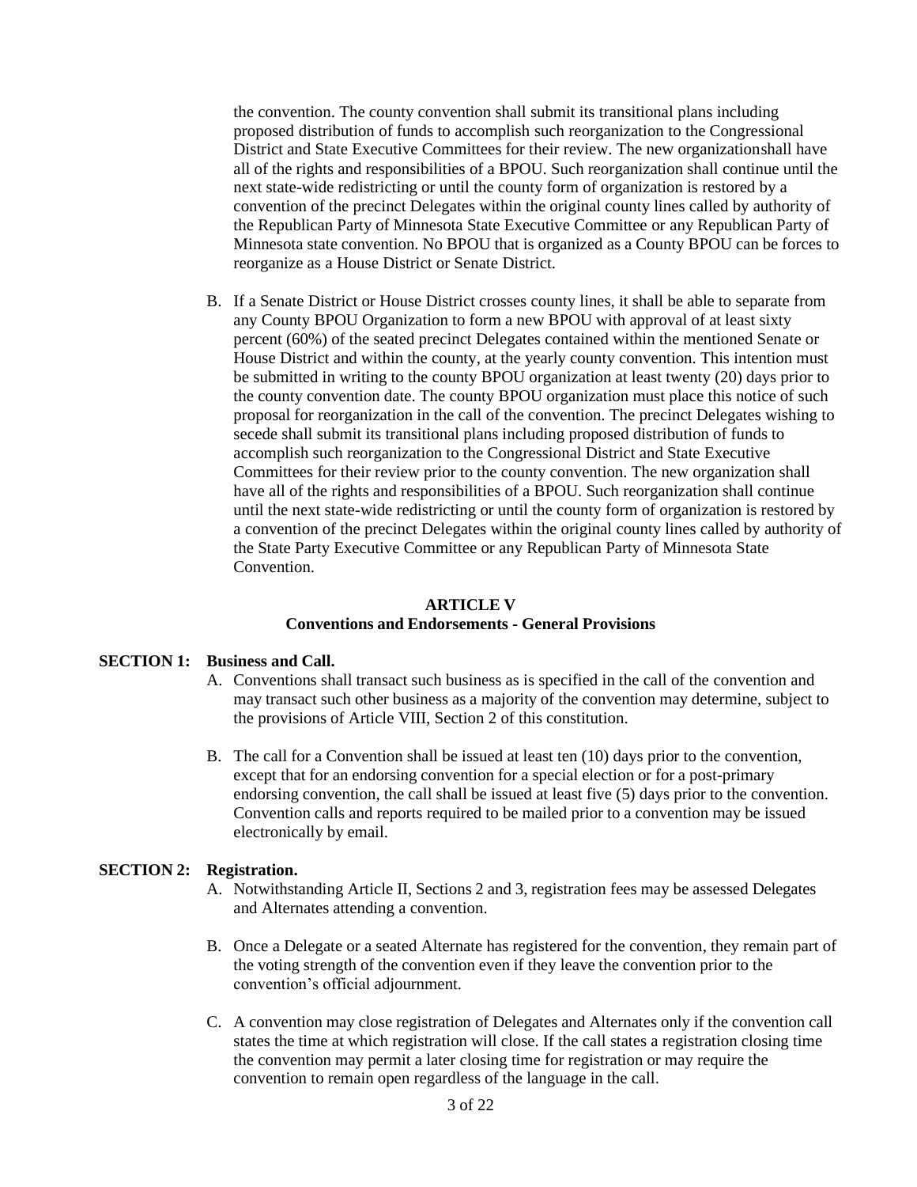the convention. The county convention shall submit its transitional plans including proposed distribution of funds to accomplish such reorganization to the Congressional District and State Executive Committees for their review. The new organizationshall have all of the rights and responsibilities of a BPOU. Such reorganization shall continue until the next state-wide redistricting or until the county form of organization is restored by a convention of the precinct Delegates within the original county lines called by authority of the Republican Party of Minnesota State Executive Committee or any Republican Party of Minnesota state convention. No BPOU that is organized as a County BPOU can be forces to reorganize as a House District or Senate District.

B. If a Senate District or House District crosses county lines, it shall be able to separate from any County BPOU Organization to form a new BPOU with approval of at least sixty percent (60%) of the seated precinct Delegates contained within the mentioned Senate or House District and within the county, at the yearly county convention. This intention must be submitted in writing to the county BPOU organization at least twenty (20) days prior to the county convention date. The county BPOU organization must place this notice of such proposal for reorganization in the call of the convention. The precinct Delegates wishing to secede shall submit its transitional plans including proposed distribution of funds to accomplish such reorganization to the Congressional District and State Executive Committees for their review prior to the county convention. The new organization shall have all of the rights and responsibilities of a BPOU. Such reorganization shall continue until the next state-wide redistricting or until the county form of organization is restored by a convention of the precinct Delegates within the original county lines called by authority of the State Party Executive Committee or any Republican Party of Minnesota State Convention.

## ARTICLE V
## Conventions and Endorsements - General Provisions

**SECTION 1: Business and Call.**

A. Conventions shall transact such business as is specified in the call of the convention and may transact such other business as a majority of the convention may determine, subject to the provisions of Article VIII, Section 2 of this constitution.

B. The call for a Convention shall be issued at least ten (10) days prior to the convention, except that for an endorsing convention for a special election or for a post-primary endorsing convention, the call shall be issued at least five (5) days prior to the convention. Convention calls and reports required to be mailed prior to a convention may be issued electronically by email.

**SECTION 2: Registration.**

A. Notwithstanding Article II, Sections 2 and 3, registration fees may be assessed Delegates and Alternates attending a convention.

B. Once a Delegate or a seated Alternate has registered for the convention, they remain part of the voting strength of the convention even if they leave the convention prior to the convention's official adjournment.

C. A convention may close registration of Delegates and Alternates only if the convention call states the time at which registration will close. If the call states a registration closing time the convention may permit a later closing time for registration or may require the convention to remain open regardless of the language in the call.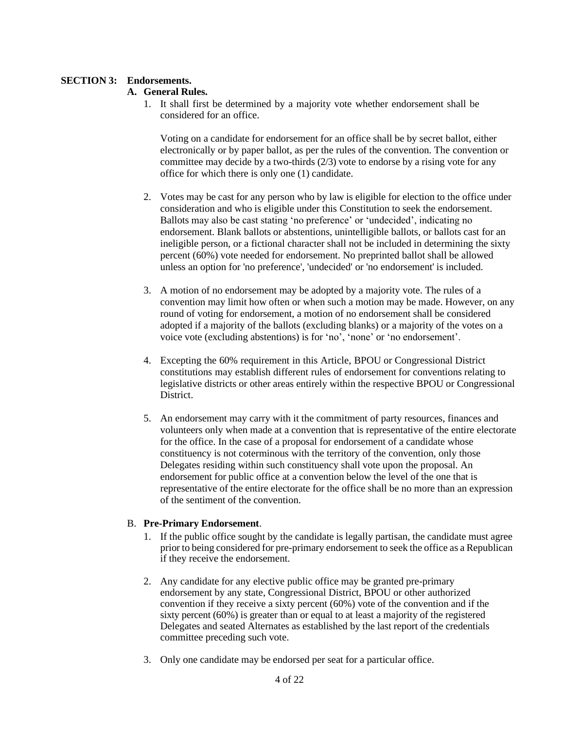**SECTION 3: Endorsements.**

**A. General Rules.**

1. It shall first be determined by a majority vote whether endorsement shall be considered for an office.

   Voting on a candidate for endorsement for an office shall be by secret ballot, either electronically or by paper ballot, as per the rules of the convention. The convention or committee may decide by a two-thirds (2/3) vote to endorse by a rising vote for any office for which there is only one (1) candidate.

2. Votes may be cast for any person who by law is eligible for election to the office under consideration and who is eligible under this Constitution to seek the endorsement. Ballots may also be cast stating 'no preference' or 'undecided', indicating no endorsement. Blank ballots or abstentions, unintelligible ballots, or ballots cast for an ineligible person, or a fictional character shall not be included in determining the sixty percent (60%) vote needed for endorsement. No preprinted ballot shall be allowed unless an option for 'no preference', 'undecided' or 'no endorsement' is included.

3. A motion of no endorsement may be adopted by a majority vote. The rules of a convention may limit how often or when such a motion may be made. However, on any round of voting for endorsement, a motion of no endorsement shall be considered adopted if a majority of the ballots (excluding blanks) or a majority of the votes on a voice vote (excluding abstentions) is for 'no', 'none' or 'no endorsement'.

4. Excepting the 60% requirement in this Article, BPOU or Congressional District constitutions may establish different rules of endorsement for conventions relating to legislative districts or other areas entirely within the respective BPOU or Congressional District.

5. An endorsement may carry with it the commitment of party resources, finances and volunteers only when made at a convention that is representative of the entire electorate for the office. In the case of a proposal for endorsement of a candidate whose constituency is not coterminous with the territory of the convention, only those Delegates residing within such constituency shall vote upon the proposal. An endorsement for public office at a convention below the level of the one that is representative of the entire electorate for the office shall be no more than an expression of the sentiment of the convention.

**B. Pre-Primary Endorsement.**

1. If the public office sought by the candidate is legally partisan, the candidate must agree prior to being considered for pre-primary endorsement to seek the office as a Republican if they receive the endorsement.

2. Any candidate for any elective public office may be granted pre-primary endorsement by any state, Congressional District, BPOU or other authorized convention if they receive a sixty percent (60%) vote of the convention and if the sixty percent (60%) is greater than or equal to at least a majority of the registered Delegates and seated Alternates as established by the last report of the credentials committee preceding such vote.

3. Only one candidate may be endorsed per seat for a particular office.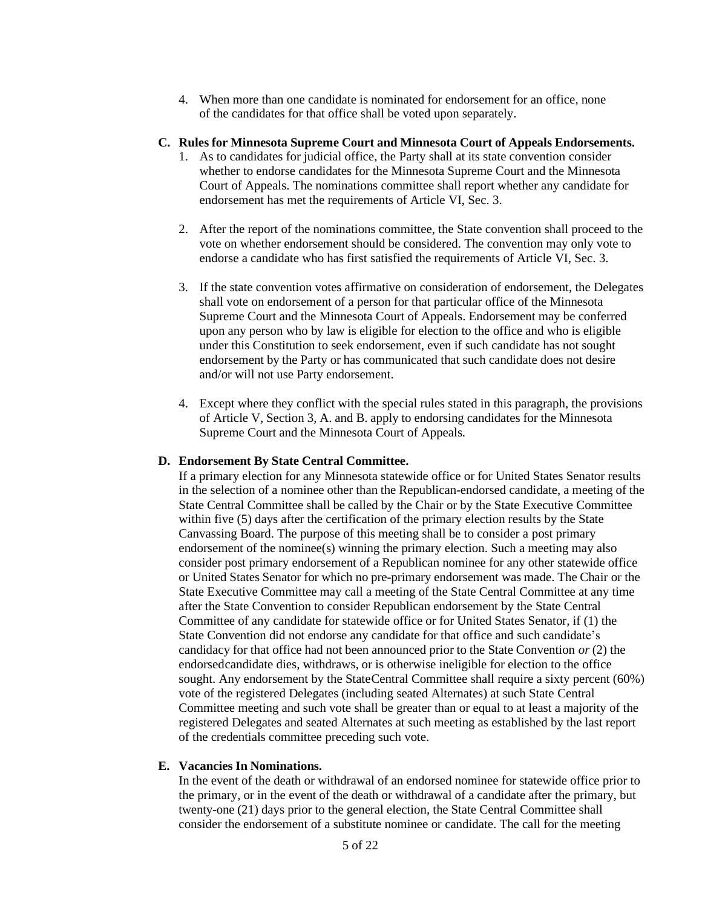4. When more than one candidate is nominated for endorsement for an office, none of the candidates for that office shall be voted upon separately.

**C. Rules for Minnesota Supreme Court and Minnesota Court of Appeals Endorsements.**

1. As to candidates for judicial office, the Party shall at its state convention consider whether to endorse candidates for the Minnesota Supreme Court and the Minnesota Court of Appeals. The nominations committee shall report whether any candidate for endorsement has met the requirements of Article VI, Sec. 3.

2. After the report of the nominations committee, the State convention shall proceed to the vote on whether endorsement should be considered. The convention may only vote to endorse a candidate who has first satisfied the requirements of Article VI, Sec. 3.

3. If the state convention votes affirmative on consideration of endorsement, the Delegates shall vote on endorsement of a person for that particular office of the Minnesota Supreme Court and the Minnesota Court of Appeals. Endorsement may be conferred upon any person who by law is eligible for election to the office and who is eligible under this Constitution to seek endorsement, even if such candidate has not sought endorsement by the Party or has communicated that such candidate does not desire and/or will not use Party endorsement.

4. Except where they conflict with the special rules stated in this paragraph, the provisions of Article V, Section 3, A. and B. apply to endorsing candidates for the Minnesota Supreme Court and the Minnesota Court of Appeals.

**D. Endorsement By State Central Committee.**

If a primary election for any Minnesota statewide office or for United States Senator results in the selection of a nominee other than the Republican-endorsed candidate, a meeting of the State Central Committee shall be called by the Chair or by the State Executive Committee within five (5) days after the certification of the primary election results by the State Canvassing Board. The purpose of this meeting shall be to consider a post primary endorsement of the nominee(s) winning the primary election. Such a meeting may also consider post primary endorsement of a Republican nominee for any other statewide office or United States Senator for which no pre-primary endorsement was made. The Chair or the State Executive Committee may call a meeting of the State Central Committee at any time after the State Convention to consider Republican endorsement by the State Central Committee of any candidate for statewide office or for United States Senator, if (1) the State Convention did not endorse any candidate for that office and such candidate's candidacy for that office had not been announced prior to the State Convention *or* (2) the endorsedcandidate dies, withdraws, or is otherwise ineligible for election to the office sought. Any endorsement by the StateCentral Committee shall require a sixty percent (60%) vote of the registered Delegates (including seated Alternates) at such State Central Committee meeting and such vote shall be greater than or equal to at least a majority of the registered Delegates and seated Alternates at such meeting as established by the last report of the credentials committee preceding such vote.

**E. Vacancies In Nominations.**

In the event of the death or withdrawal of an endorsed nominee for statewide office prior to the primary, or in the event of the death or withdrawal of a candidate after the primary, but twenty-one (21) days prior to the general election, the State Central Committee shall consider the endorsement of a substitute nominee or candidate. The call for the meeting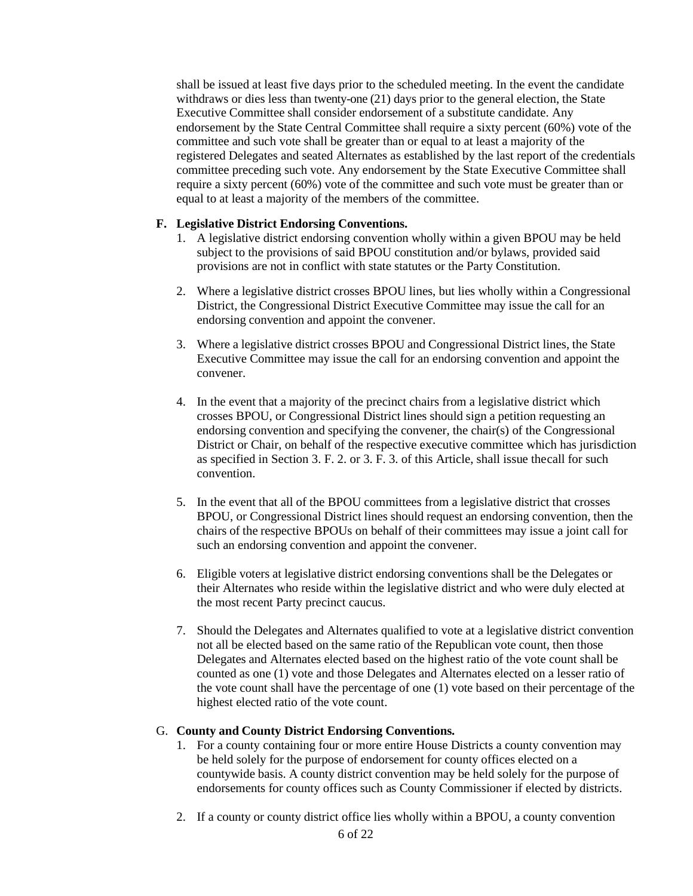shall be issued at least five days prior to the scheduled meeting. In the event the candidate withdraws or dies less than twenty-one (21) days prior to the general election, the State Executive Committee shall consider endorsement of a substitute candidate. Any endorsement by the State Central Committee shall require a sixty percent (60%) vote of the committee and such vote shall be greater than or equal to at least a majority of the registered Delegates and seated Alternates as established by the last report of the credentials committee preceding such vote. Any endorsement by the State Executive Committee shall require a sixty percent (60%) vote of the committee and such vote must be greater than or equal to at least a majority of the members of the committee.

**F. Legislative District Endorsing Conventions.**

1. A legislative district endorsing convention wholly within a given BPOU may be held subject to the provisions of said BPOU constitution and/or bylaws, provided said provisions are not in conflict with state statutes or the Party Constitution.

2. Where a legislative district crosses BPOU lines, but lies wholly within a Congressional District, the Congressional District Executive Committee may issue the call for an endorsing convention and appoint the convener.

3. Where a legislative district crosses BPOU and Congressional District lines, the State Executive Committee may issue the call for an endorsing convention and appoint the convener.

4. In the event that a majority of the precinct chairs from a legislative district which crosses BPOU, or Congressional District lines should sign a petition requesting an endorsing convention and specifying the convener, the chair(s) of the Congressional District or Chair, on behalf of the respective executive committee which has jurisdiction as specified in Section 3. F. 2. or 3. F. 3. of this Article, shall issue thecall for such convention.

5. In the event that all of the BPOU committees from a legislative district that crosses BPOU, or Congressional District lines should request an endorsing convention, then the chairs of the respective BPOUs on behalf of their committees may issue a joint call for such an endorsing convention and appoint the convener.

6. Eligible voters at legislative district endorsing conventions shall be the Delegates or their Alternates who reside within the legislative district and who were duly elected at the most recent Party precinct caucus.

7. Should the Delegates and Alternates qualified to vote at a legislative district convention not all be elected based on the same ratio of the Republican vote count, then those Delegates and Alternates elected based on the highest ratio of the vote count shall be counted as one (1) vote and those Delegates and Alternates elected on a lesser ratio of the vote count shall have the percentage of one (1) vote based on their percentage of the highest elected ratio of the vote count.

G. **County and County District Endorsing Conventions.**

1. For a county containing four or more entire House Districts a county convention may be held solely for the purpose of endorsement for county offices elected on a countywide basis. A county district convention may be held solely for the purpose of endorsements for county offices such as County Commissioner if elected by districts.

2. If a county or county district office lies wholly within a BPOU, a county convention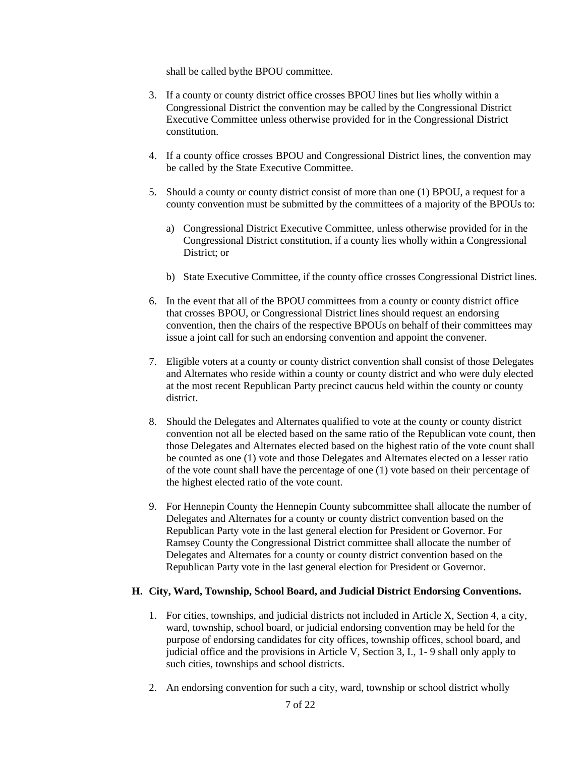shall be called bythe BPOU committee.

3. If a county or county district office crosses BPOU lines but lies wholly within a Congressional District the convention may be called by the Congressional District Executive Committee unless otherwise provided for in the Congressional District constitution.

4. If a county office crosses BPOU and Congressional District lines, the convention may be called by the State Executive Committee.

5. Should a county or county district consist of more than one (1) BPOU, a request for a county convention must be submitted by the committees of a majority of the BPOUs to:

   a) Congressional District Executive Committee, unless otherwise provided for in the Congressional District constitution, if a county lies wholly within a Congressional District; or

   b) State Executive Committee, if the county office crosses Congressional District lines.

6. In the event that all of the BPOU committees from a county or county district office that crosses BPOU, or Congressional District lines should request an endorsing convention, then the chairs of the respective BPOUs on behalf of their committees may issue a joint call for such an endorsing convention and appoint the convener.

7. Eligible voters at a county or county district convention shall consist of those Delegates and Alternates who reside within a county or county district and who were duly elected at the most recent Republican Party precinct caucus held within the county or county district.

8. Should the Delegates and Alternates qualified to vote at the county or county district convention not all be elected based on the same ratio of the Republican vote count, then those Delegates and Alternates elected based on the highest ratio of the vote count shall be counted as one (1) vote and those Delegates and Alternates elected on a lesser ratio of the vote count shall have the percentage of one (1) vote based on their percentage of the highest elected ratio of the vote count.

9. For Hennepin County the Hennepin County subcommittee shall allocate the number of Delegates and Alternates for a county or county district convention based on the Republican Party vote in the last general election for President or Governor. For Ramsey County the Congressional District committee shall allocate the number of Delegates and Alternates for a county or county district convention based on the Republican Party vote in the last general election for President or Governor.

### H. City, Ward, Township, School Board, and Judicial District Endorsing Conventions.

1. For cities, townships, and judicial districts not included in Article X, Section 4, a city, ward, township, school board, or judicial endorsing convention may be held for the purpose of endorsing candidates for city offices, township offices, school board, and judicial office and the provisions in Article V, Section 3, I., 1- 9 shall only apply to such cities, townships and school districts.

2. An endorsing convention for such a city, ward, township or school district wholly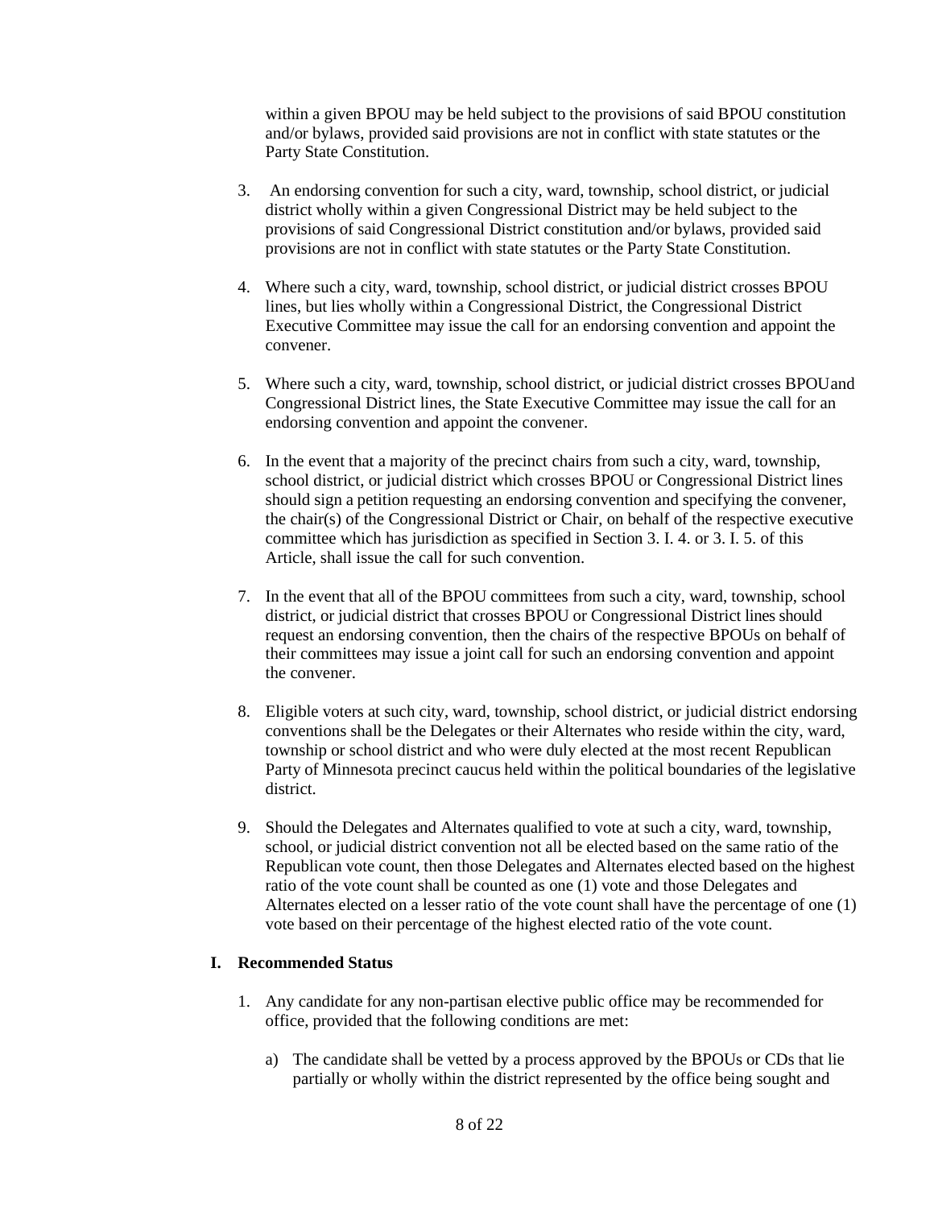within a given BPOU may be held subject to the provisions of said BPOU constitution and/or bylaws, provided said provisions are not in conflict with state statutes or the Party State Constitution.

3. An endorsing convention for such a city, ward, township, school district, or judicial district wholly within a given Congressional District may be held subject to the provisions of said Congressional District constitution and/or bylaws, provided said provisions are not in conflict with state statutes or the Party State Constitution.

4. Where such a city, ward, township, school district, or judicial district crosses BPOU lines, but lies wholly within a Congressional District, the Congressional District Executive Committee may issue the call for an endorsing convention and appoint the convener.

5. Where such a city, ward, township, school district, or judicial district crosses BPOU and Congressional District lines, the State Executive Committee may issue the call for an endorsing convention and appoint the convener.

6. In the event that a majority of the precinct chairs from such a city, ward, township, school district, or judicial district which crosses BPOU or Congressional District lines should sign a petition requesting an endorsing convention and specifying the convener, the chair(s) of the Congressional District or Chair, on behalf of the respective executive committee which has jurisdiction as specified in Section 3. I. 4. or 3. I. 5. of this Article, shall issue the call for such convention.

7. In the event that all of the BPOU committees from such a city, ward, township, school district, or judicial district that crosses BPOU or Congressional District lines should request an endorsing convention, then the chairs of the respective BPOUs on behalf of their committees may issue a joint call for such an endorsing convention and appoint the convener.

8. Eligible voters at such city, ward, township, school district, or judicial district endorsing conventions shall be the Delegates or their Alternates who reside within the city, ward, township or school district and who were duly elected at the most recent Republican Party of Minnesota precinct caucus held within the political boundaries of the legislative district.

9. Should the Delegates and Alternates qualified to vote at such a city, ward, township, school, or judicial district convention not all be elected based on the same ratio of the Republican vote count, then those Delegates and Alternates elected based on the highest ratio of the vote count shall be counted as one (1) vote and those Delegates and Alternates elected on a lesser ratio of the vote count shall have the percentage of one (1) vote based on their percentage of the highest elected ratio of the vote count.

**I. Recommended Status**

1. Any candidate for any non-partisan elective public office may be recommended for office, provided that the following conditions are met:

   a) The candidate shall be vetted by a process approved by the BPOUs or CDs that lie partially or wholly within the district represented by the office being sought and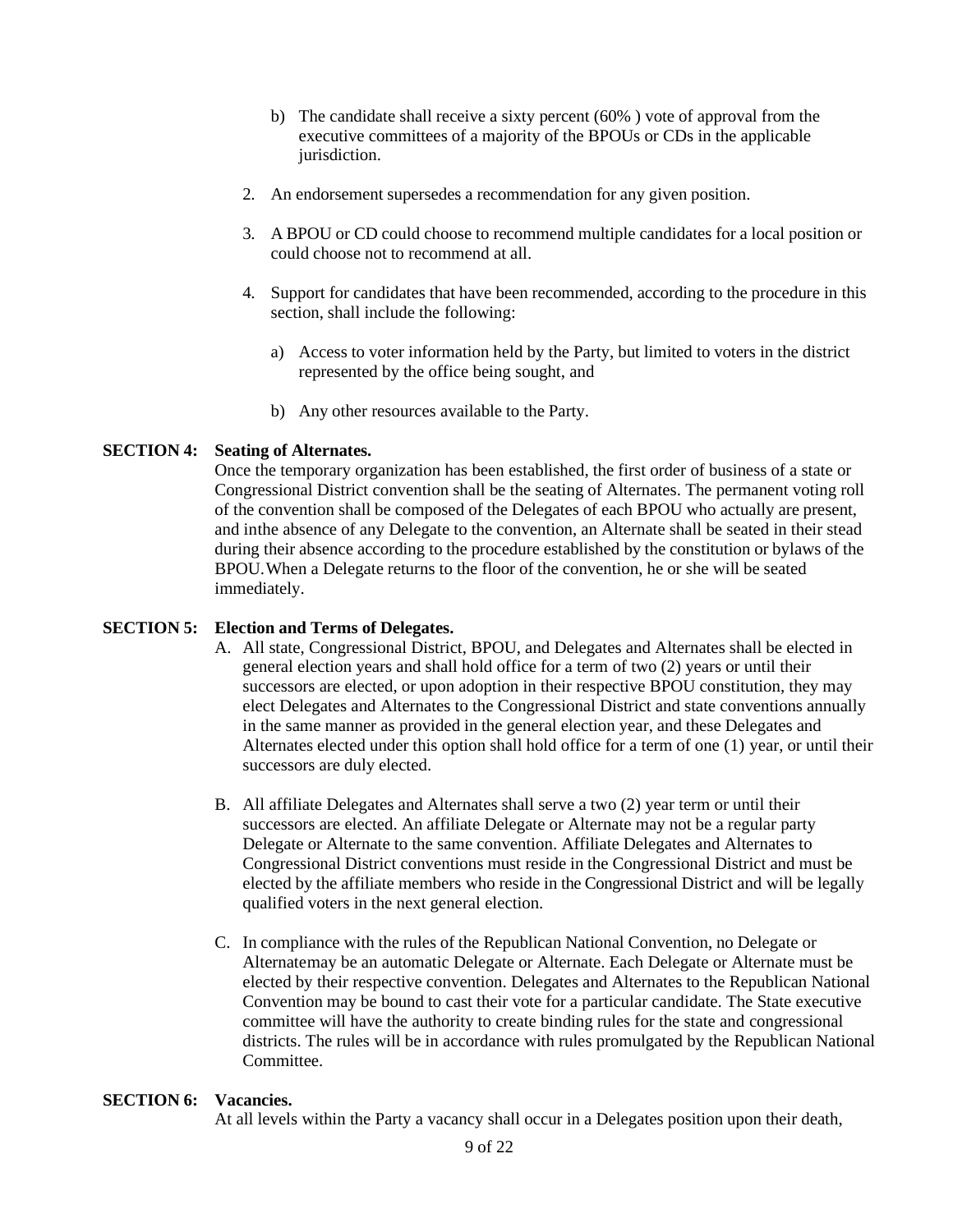b) The candidate shall receive a sixty percent (60% ) vote of approval from the executive committees of a majority of the BPOUs or CDs in the applicable jurisdiction.

2. An endorsement supersedes a recommendation for any given position.

3. A BPOU or CD could choose to recommend multiple candidates for a local position or could choose not to recommend at all.

4. Support for candidates that have been recommended, according to the procedure in this section, shall include the following:

   a) Access to voter information held by the Party, but limited to voters in the district represented by the office being sought, and

   b) Any other resources available to the Party.

**SECTION 4: Seating of Alternates.**

Once the temporary organization has been established, the first order of business of a state or Congressional District convention shall be the seating of Alternates. The permanent voting roll of the convention shall be composed of the Delegates of each BPOU who actually are present, and inthe absence of any Delegate to the convention, an Alternate shall be seated in their stead during their absence according to the procedure established by the constitution or bylaws of the BPOU.When a Delegate returns to the floor of the convention, he or she will be seated immediately.

**SECTION 5: Election and Terms of Delegates.**

A. All state, Congressional District, BPOU, and Delegates and Alternates shall be elected in general election years and shall hold office for a term of two (2) years or until their successors are elected, or upon adoption in their respective BPOU constitution, they may elect Delegates and Alternates to the Congressional District and state conventions annually in the same manner as provided in the general election year, and these Delegates and Alternates elected under this option shall hold office for a term of one (1) year, or until their successors are duly elected.

B. All affiliate Delegates and Alternates shall serve a two (2) year term or until their successors are elected. An affiliate Delegate or Alternate may not be a regular party Delegate or Alternate to the same convention. Affiliate Delegates and Alternates to Congressional District conventions must reside in the Congressional District and must be elected by the affiliate members who reside in the Congressional District and will be legally qualified voters in the next general election.

C. In compliance with the rules of the Republican National Convention, no Delegate or Alternatemay be an automatic Delegate or Alternate. Each Delegate or Alternate must be elected by their respective convention. Delegates and Alternates to the Republican National Convention may be bound to cast their vote for a particular candidate. The State executive committee will have the authority to create binding rules for the state and congressional districts. The rules will be in accordance with rules promulgated by the Republican National Committee.

**SECTION 6: Vacancies.**

At all levels within the Party a vacancy shall occur in a Delegates position upon their death,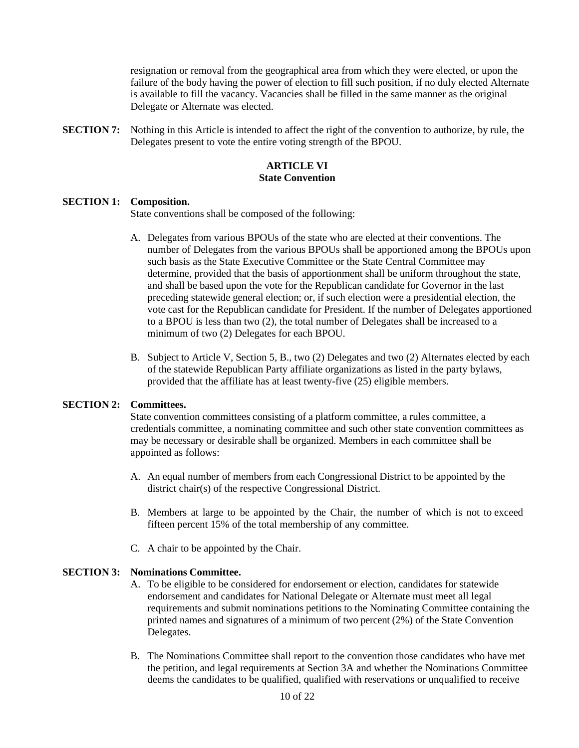resignation or removal from the geographical area from which they were elected, or upon the failure of the body having the power of election to fill such position, if no duly elected Alternate is available to fill the vacancy. Vacancies shall be filled in the same manner as the original Delegate or Alternate was elected.

**SECTION 7:** Nothing in this Article is intended to affect the right of the convention to authorize, by rule, the Delegates present to vote the entire voting strength of the BPOU.

## ARTICLE VI
## State Convention

**SECTION 1: Composition.**

State conventions shall be composed of the following:

A. Delegates from various BPOUs of the state who are elected at their conventions. The number of Delegates from the various BPOUs shall be apportioned among the BPOUs upon such basis as the State Executive Committee or the State Central Committee may determine, provided that the basis of apportionment shall be uniform throughout the state, and shall be based upon the vote for the Republican candidate for Governor in the last preceding statewide general election; or, if such election were a presidential election, the vote cast for the Republican candidate for President. If the number of Delegates apportioned to a BPOU is less than two (2), the total number of Delegates shall be increased to a minimum of two (2) Delegates for each BPOU.

B. Subject to Article V, Section 5, B., two (2) Delegates and two (2) Alternates elected by each of the statewide Republican Party affiliate organizations as listed in the party bylaws, provided that the affiliate has at least twenty-five (25) eligible members.

**SECTION 2: Committees.**

State convention committees consisting of a platform committee, a rules committee, a credentials committee, a nominating committee and such other state convention committees as may be necessary or desirable shall be organized. Members in each committee shall be appointed as follows:

A. An equal number of members from each Congressional District to be appointed by the district chair(s) of the respective Congressional District.

B. Members at large to be appointed by the Chair, the number of which is not to exceed fifteen percent 15% of the total membership of any committee.

C. A chair to be appointed by the Chair.

**SECTION 3: Nominations Committee.**

A. To be eligible to be considered for endorsement or election, candidates for statewide endorsement and candidates for National Delegate or Alternate must meet all legal requirements and submit nominations petitions to the Nominating Committee containing the printed names and signatures of a minimum of two percent (2%) of the State Convention Delegates.

B. The Nominations Committee shall report to the convention those candidates who have met the petition, and legal requirements at Section 3A and whether the Nominations Committee deems the candidates to be qualified, qualified with reservations or unqualified to receive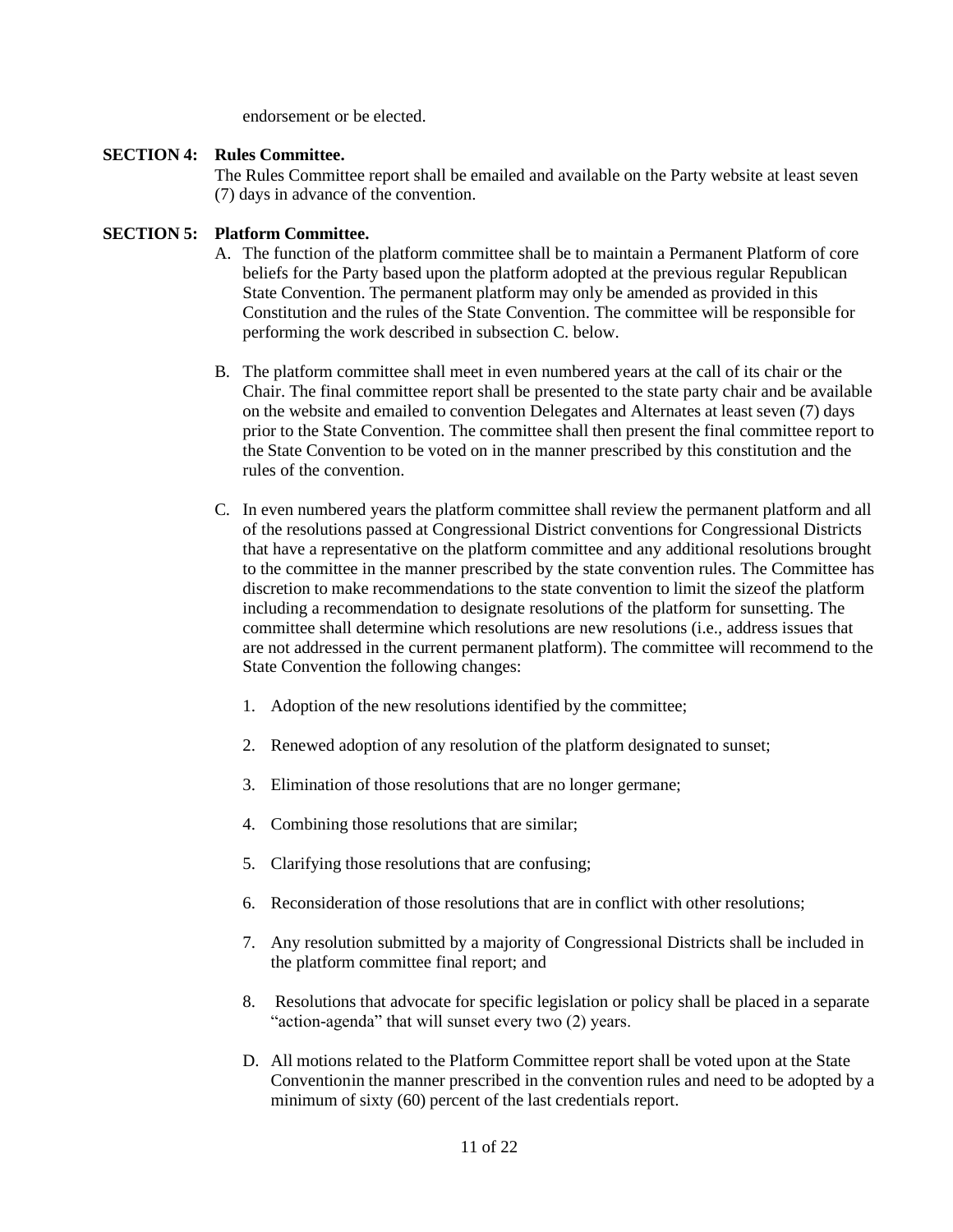endorsement or be elected.

**SECTION 4: Rules Committee.**

The Rules Committee report shall be emailed and available on the Party website at least seven (7) days in advance of the convention.

**SECTION 5: Platform Committee.**

A. The function of the platform committee shall be to maintain a Permanent Platform of core beliefs for the Party based upon the platform adopted at the previous regular Republican State Convention. The permanent platform may only be amended as provided in this Constitution and the rules of the State Convention. The committee will be responsible for performing the work described in subsection C. below.

B. The platform committee shall meet in even numbered years at the call of its chair or the Chair. The final committee report shall be presented to the state party chair and be available on the website and emailed to convention Delegates and Alternates at least seven (7) days prior to the State Convention. The committee shall then present the final committee report to the State Convention to be voted on in the manner prescribed by this constitution and the rules of the convention.

C. In even numbered years the platform committee shall review the permanent platform and all of the resolutions passed at Congressional District conventions for Congressional Districts that have a representative on the platform committee and any additional resolutions brought to the committee in the manner prescribed by the state convention rules. The Committee has discretion to make recommendations to the state convention to limit the sizeof the platform including a recommendation to designate resolutions of the platform for sunsetting. The committee shall determine which resolutions are new resolutions (i.e., address issues that are not addressed in the current permanent platform). The committee will recommend to the State Convention the following changes:

1. Adoption of the new resolutions identified by the committee;
2. Renewed adoption of any resolution of the platform designated to sunset;
3. Elimination of those resolutions that are no longer germane;
4. Combining those resolutions that are similar;
5. Clarifying those resolutions that are confusing;
6. Reconsideration of those resolutions that are in conflict with other resolutions;
7. Any resolution submitted by a majority of Congressional Districts shall be included in the platform committee final report; and
8. Resolutions that advocate for specific legislation or policy shall be placed in a separate "action-agenda" that will sunset every two (2) years.

D. All motions related to the Platform Committee report shall be voted upon at the State Conventionin the manner prescribed in the convention rules and need to be adopted by a minimum of sixty (60) percent of the last credentials report.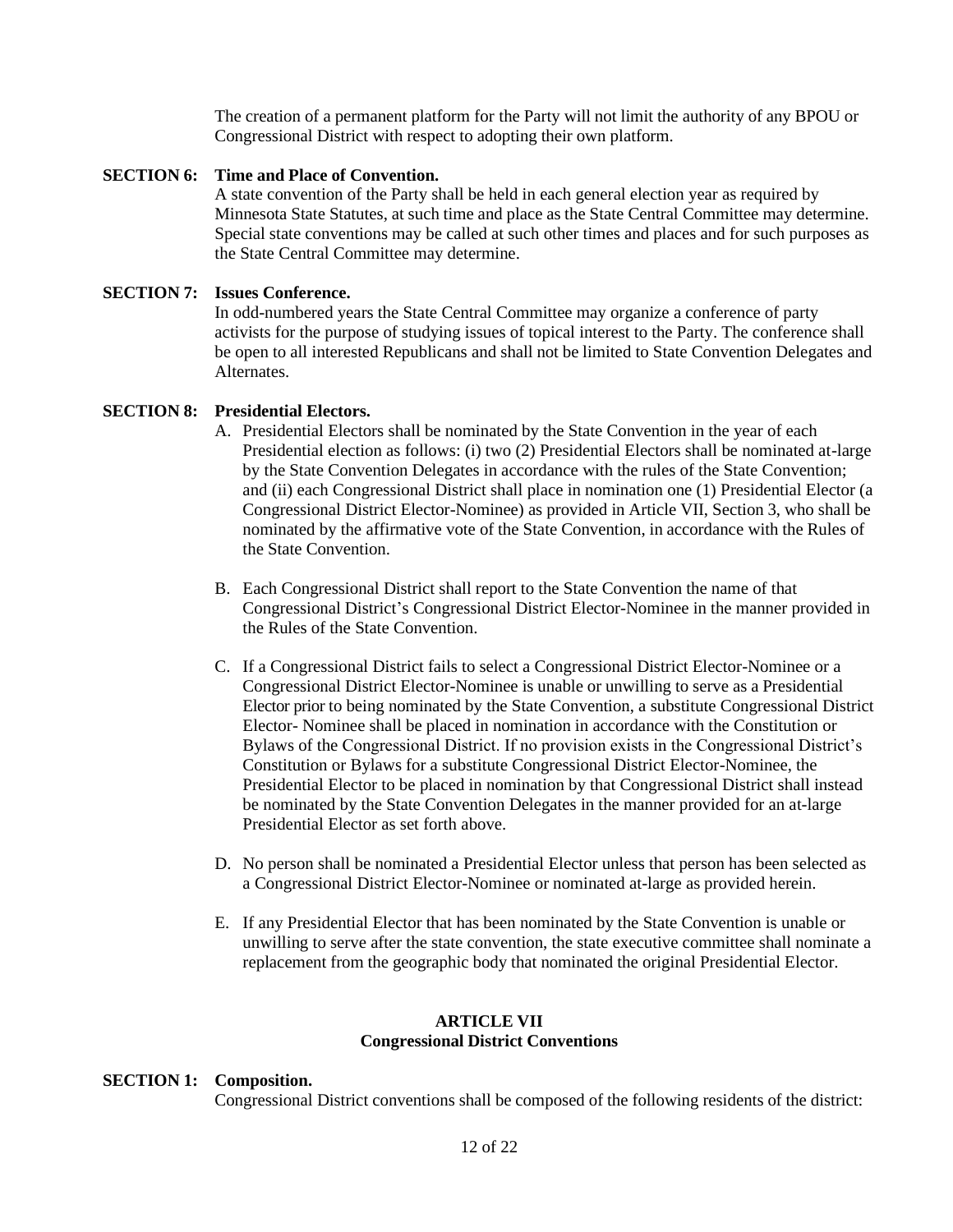The creation of a permanent platform for the Party will not limit the authority of any BPOU or Congressional District with respect to adopting their own platform.

**SECTION 6: Time and Place of Convention.**

A state convention of the Party shall be held in each general election year as required by Minnesota State Statutes, at such time and place as the State Central Committee may determine. Special state conventions may be called at such other times and places and for such purposes as the State Central Committee may determine.

**SECTION 7: Issues Conference.**

In odd-numbered years the State Central Committee may organize a conference of party activists for the purpose of studying issues of topical interest to the Party. The conference shall be open to all interested Republicans and shall not be limited to State Convention Delegates and Alternates.

**SECTION 8: Presidential Electors.**

A. Presidential Electors shall be nominated by the State Convention in the year of each Presidential election as follows: (i) two (2) Presidential Electors shall be nominated at-large by the State Convention Delegates in accordance with the rules of the State Convention; and (ii) each Congressional District shall place in nomination one (1) Presidential Elector (a Congressional District Elector-Nominee) as provided in Article VII, Section 3, who shall be nominated by the affirmative vote of the State Convention, in accordance with the Rules of the State Convention.

B. Each Congressional District shall report to the State Convention the name of that Congressional District's Congressional District Elector-Nominee in the manner provided in the Rules of the State Convention.

C. If a Congressional District fails to select a Congressional District Elector-Nominee or a Congressional District Elector-Nominee is unable or unwilling to serve as a Presidential Elector prior to being nominated by the State Convention, a substitute Congressional District Elector- Nominee shall be placed in nomination in accordance with the Constitution or Bylaws of the Congressional District. If no provision exists in the Congressional District's Constitution or Bylaws for a substitute Congressional District Elector-Nominee, the Presidential Elector to be placed in nomination by that Congressional District shall instead be nominated by the State Convention Delegates in the manner provided for an at-large Presidential Elector as set forth above.

D. No person shall be nominated a Presidential Elector unless that person has been selected as a Congressional District Elector-Nominee or nominated at-large as provided herein.

E. If any Presidential Elector that has been nominated by the State Convention is unable or unwilling to serve after the state convention, the state executive committee shall nominate a replacement from the geographic body that nominated the original Presidential Elector.

## ARTICLE VII
## Congressional District Conventions

**SECTION 1: Composition.**

Congressional District conventions shall be composed of the following residents of the district: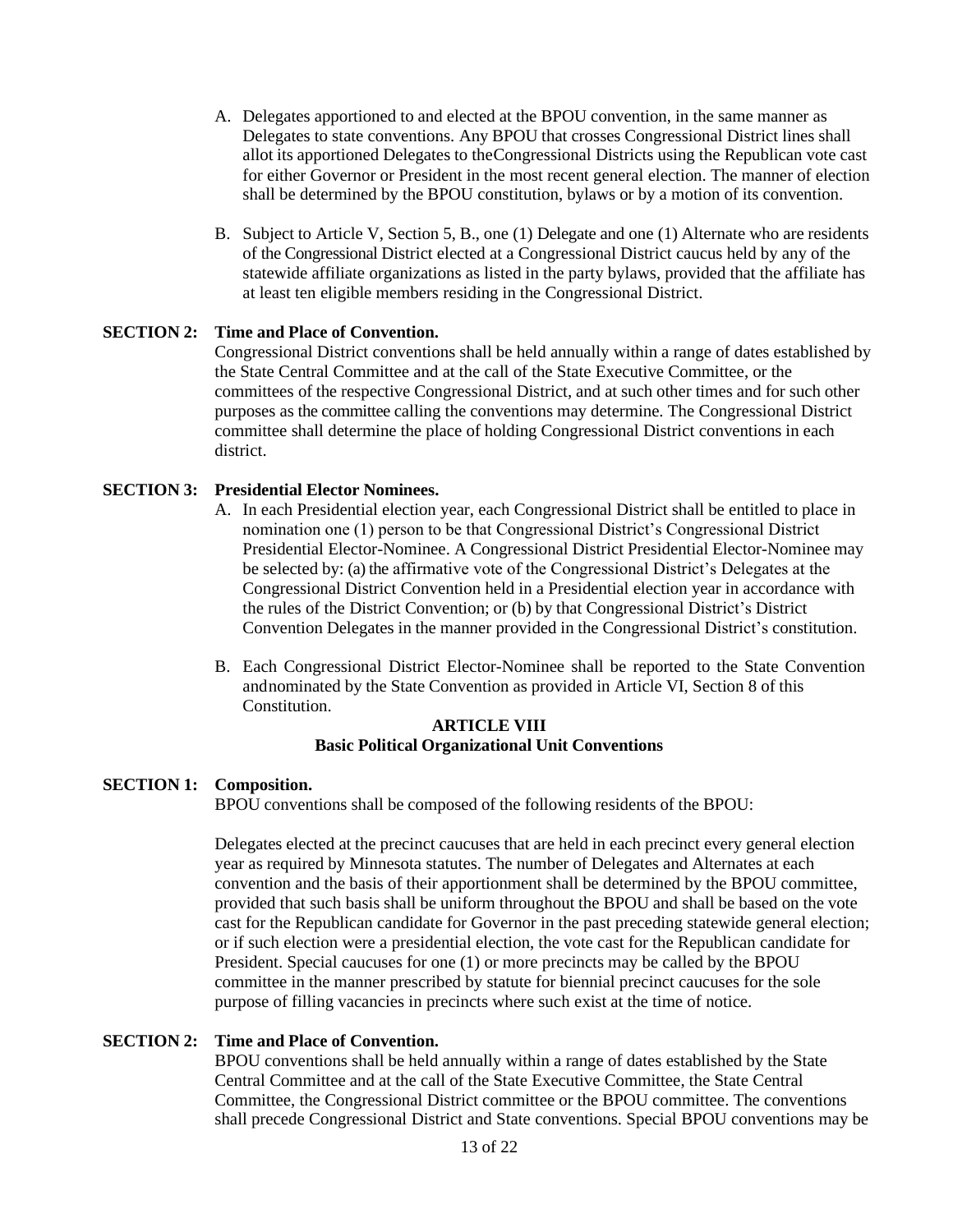A. Delegates apportioned to and elected at the BPOU convention, in the same manner as Delegates to state conventions. Any BPOU that crosses Congressional District lines shall allot its apportioned Delegates to theCongressional Districts using the Republican vote cast for either Governor or President in the most recent general election. The manner of election shall be determined by the BPOU constitution, bylaws or by a motion of its convention.

B. Subject to Article V, Section 5, B., one (1) Delegate and one (1) Alternate who are residents of the Congressional District elected at a Congressional District caucus held by any of the statewide affiliate organizations as listed in the party bylaws, provided that the affiliate has at least ten eligible members residing in the Congressional District.

**SECTION 2: Time and Place of Convention.**

Congressional District conventions shall be held annually within a range of dates established by the State Central Committee and at the call of the State Executive Committee, or the committees of the respective Congressional District, and at such other times and for such other purposes as the committee calling the conventions may determine. The Congressional District committee shall determine the place of holding Congressional District conventions in each district.

**SECTION 3: Presidential Elector Nominees.**

A. In each Presidential election year, each Congressional District shall be entitled to place in nomination one (1) person to be that Congressional District's Congressional District Presidential Elector-Nominee. A Congressional District Presidential Elector-Nominee may be selected by: (a) the affirmative vote of the Congressional District's Delegates at the Congressional District Convention held in a Presidential election year in accordance with the rules of the District Convention; or (b) by that Congressional District's District Convention Delegates in the manner provided in the Congressional District's constitution.

B. Each Congressional District Elector-Nominee shall be reported to the State Convention andnominated by the State Convention as provided in Article VI, Section 8 of this Constitution.

## ARTICLE VIII
## Basic Political Organizational Unit Conventions

**SECTION 1: Composition.**

BPOU conventions shall be composed of the following residents of the BPOU:

Delegates elected at the precinct caucuses that are held in each precinct every general election year as required by Minnesota statutes. The number of Delegates and Alternates at each convention and the basis of their apportionment shall be determined by the BPOU committee, provided that such basis shall be uniform throughout the BPOU and shall be based on the vote cast for the Republican candidate for Governor in the past preceding statewide general election; or if such election were a presidential election, the vote cast for the Republican candidate for President. Special caucuses for one (1) or more precincts may be called by the BPOU committee in the manner prescribed by statute for biennial precinct caucuses for the sole purpose of filling vacancies in precincts where such exist at the time of notice.

**SECTION 2: Time and Place of Convention.**

BPOU conventions shall be held annually within a range of dates established by the State Central Committee and at the call of the State Executive Committee, the State Central Committee, the Congressional District committee or the BPOU committee. The conventions shall precede Congressional District and State conventions. Special BPOU conventions may be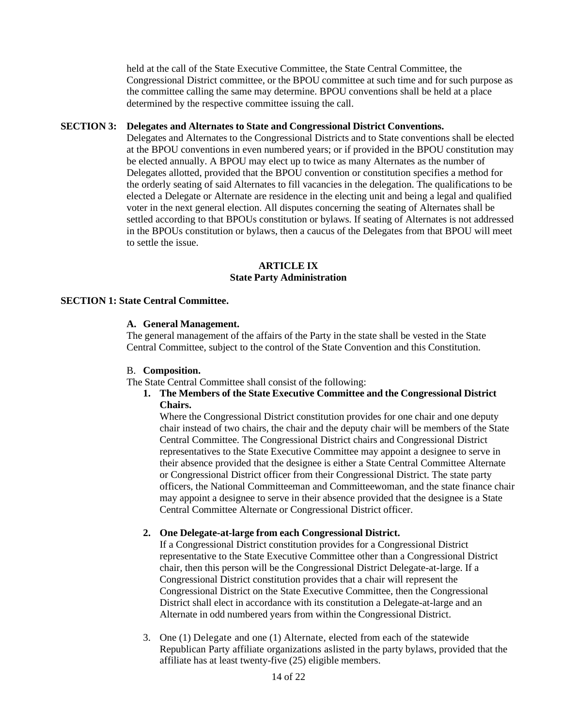held at the call of the State Executive Committee, the State Central Committee, the Congressional District committee, or the BPOU committee at such time and for such purpose as the committee calling the same may determine. BPOU conventions shall be held at a place determined by the respective committee issuing the call.

**SECTION 3: Delegates and Alternates to State and Congressional District Conventions.**

Delegates and Alternates to the Congressional Districts and to State conventions shall be elected at the BPOU conventions in even numbered years; or if provided in the BPOU constitution may be elected annually. A BPOU may elect up to twice as many Alternates as the number of Delegates allotted, provided that the BPOU convention or constitution specifies a method for the orderly seating of said Alternates to fill vacancies in the delegation. The qualifications to be elected a Delegate or Alternate are residence in the electing unit and being a legal and qualified voter in the next general election. All disputes concerning the seating of Alternates shall be settled according to that BPOUs constitution or bylaws. If seating of Alternates is not addressed in the BPOUs constitution or bylaws, then a caucus of the Delegates from that BPOU will meet to settle the issue.

## ARTICLE IX
## State Party Administration

**SECTION 1: State Central Committee.**

**A. General Management.**

The general management of the affairs of the Party in the state shall be vested in the State Central Committee, subject to the control of the State Convention and this Constitution.

B. **Composition.**

The State Central Committee shall consist of the following:

1. **The Members of the State Executive Committee and the Congressional District Chairs.**

   Where the Congressional District constitution provides for one chair and one deputy chair instead of two chairs, the chair and the deputy chair will be members of the State Central Committee. The Congressional District chairs and Congressional District representatives to the State Executive Committee may appoint a designee to serve in their absence provided that the designee is either a State Central Committee Alternate or Congressional District officer from their Congressional District. The state party officers, the National Committeeman and Committeewoman, and the state finance chair may appoint a designee to serve in their absence provided that the designee is a State Central Committee Alternate or Congressional District officer.

2. **One Delegate-at-large from each Congressional District.**

   If a Congressional District constitution provides for a Congressional District representative to the State Executive Committee other than a Congressional District chair, then this person will be the Congressional District Delegate-at-large. If a Congressional District constitution provides that a chair will represent the Congressional District on the State Executive Committee, then the Congressional District shall elect in accordance with its constitution a Delegate-at-large and an Alternate in odd numbered years from within the Congressional District.

3. One (1) Delegate and one (1) Alternate, elected from each of the statewide Republican Party affiliate organizations aslisted in the party bylaws, provided that the affiliate has at least twenty-five (25) eligible members.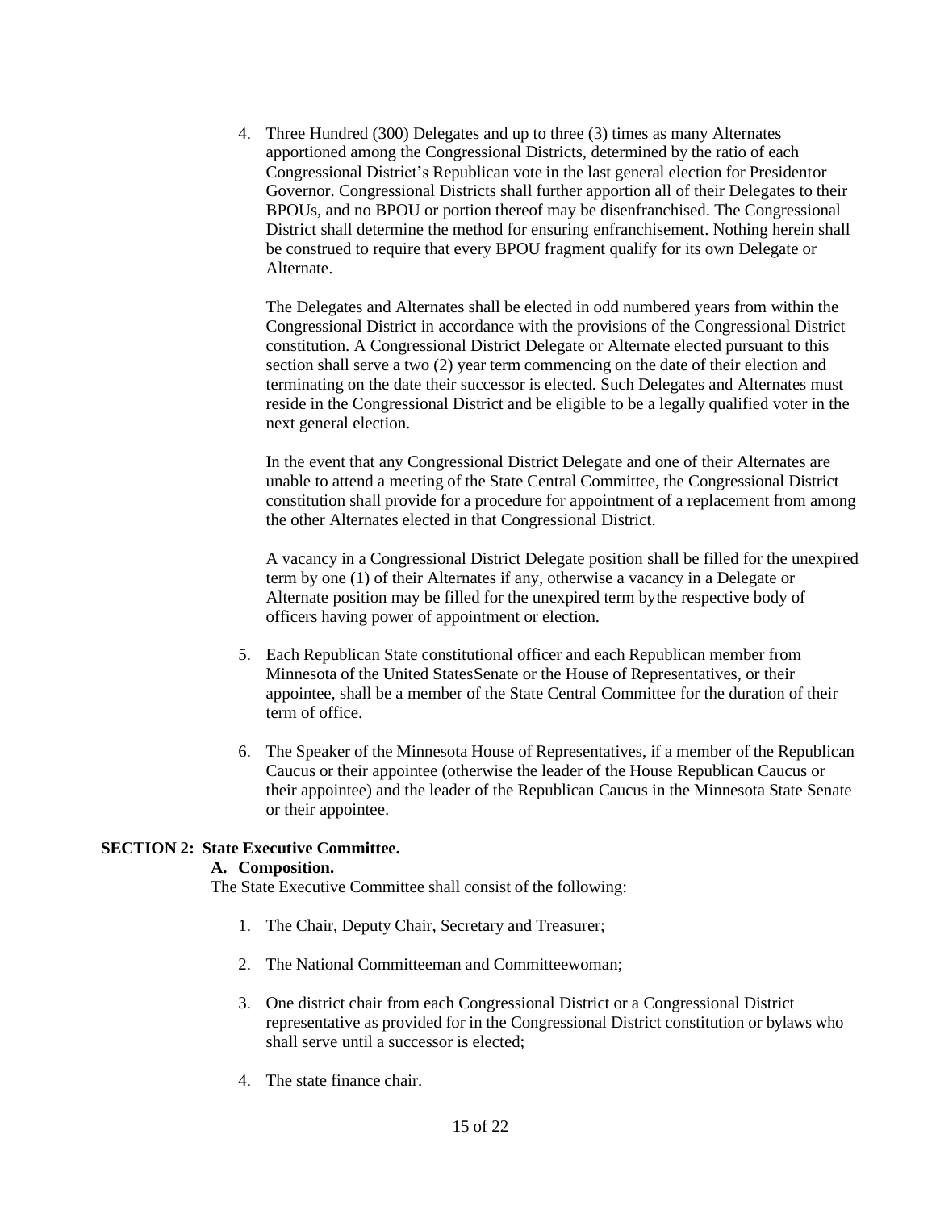4. Three Hundred (300) Delegates and up to three (3) times as many Alternates apportioned among the Congressional Districts, determined by the ratio of each Congressional District's Republican vote in the last general election for Presidentor Governor. Congressional Districts shall further apportion all of their Delegates to their BPOUs, and no BPOU or portion thereof may be disenfranchised. The Congressional District shall determine the method for ensuring enfranchisement. Nothing herein shall be construed to require that every BPOU fragment qualify for its own Delegate or Alternate.

   The Delegates and Alternates shall be elected in odd numbered years from within the Congressional District in accordance with the provisions of the Congressional District constitution. A Congressional District Delegate or Alternate elected pursuant to this section shall serve a two (2) year term commencing on the date of their election and terminating on the date their successor is elected. Such Delegates and Alternates must reside in the Congressional District and be eligible to be a legally qualified voter in the next general election.

   In the event that any Congressional District Delegate and one of their Alternates are unable to attend a meeting of the State Central Committee, the Congressional District constitution shall provide for a procedure for appointment of a replacement from among the other Alternates elected in that Congressional District.

   A vacancy in a Congressional District Delegate position shall be filled for the unexpired term by one (1) of their Alternates if any, otherwise a vacancy in a Delegate or Alternate position may be filled for the unexpired term bythe respective body of officers having power of appointment or election.

5. Each Republican State constitutional officer and each Republican member from Minnesota of the United StatesSenate or the House of Representatives, or their appointee, shall be a member of the State Central Committee for the duration of their term of office.

6. The Speaker of the Minnesota House of Representatives, if a member of the Republican Caucus or their appointee (otherwise the leader of the House Republican Caucus or their appointee) and the leader of the Republican Caucus in the Minnesota State Senate or their appointee.

**SECTION 2: State Executive Committee.**

**A. Composition.**

The State Executive Committee shall consist of the following:

1. The Chair, Deputy Chair, Secretary and Treasurer;

2. The National Committeeman and Committeewoman;

3. One district chair from each Congressional District or a Congressional District representative as provided for in the Congressional District constitution or bylaws who shall serve until a successor is elected;

4. The state finance chair.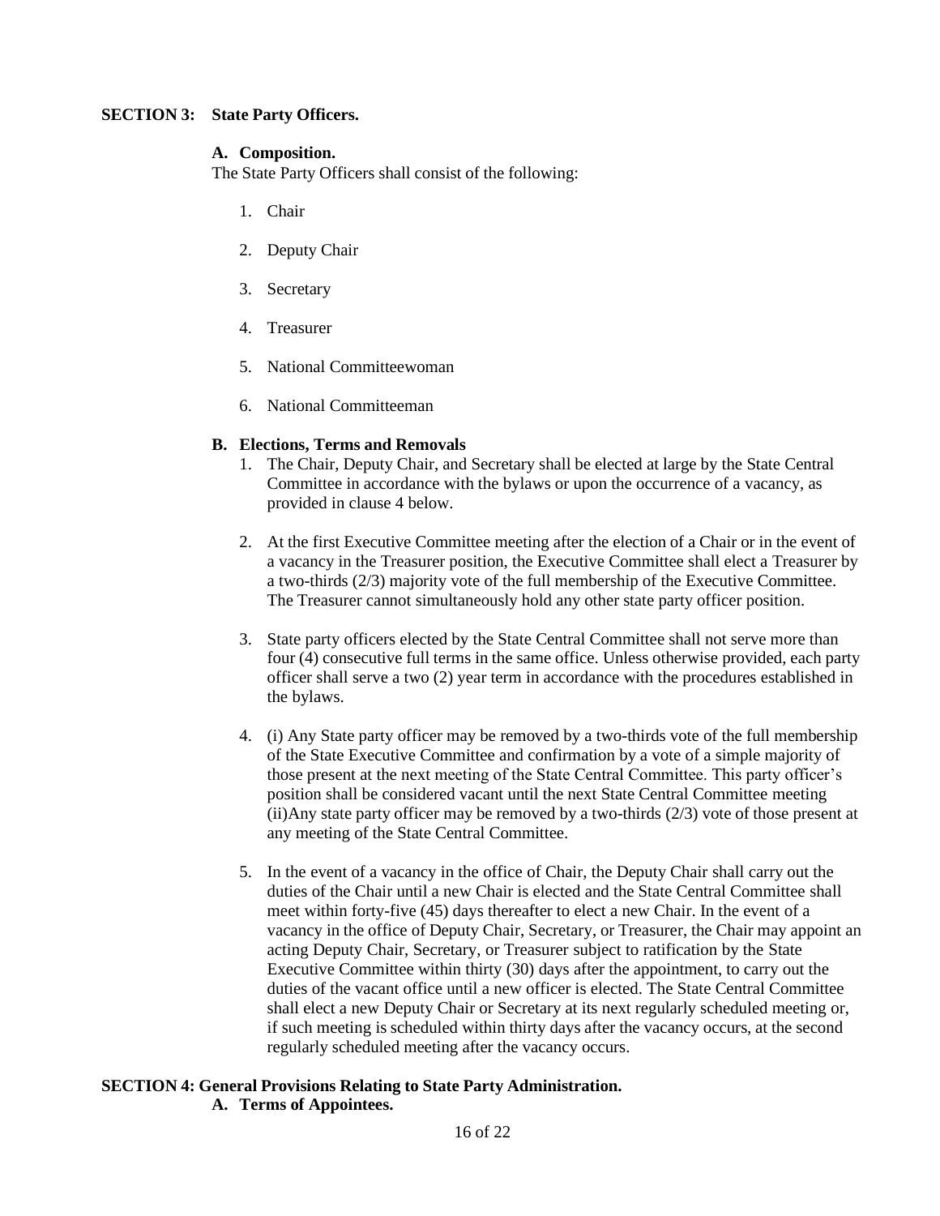**SECTION 3: State Party Officers.**

**A. Composition.**

The State Party Officers shall consist of the following:

1. Chair
2. Deputy Chair
3. Secretary
4. Treasurer
5. National Committeewoman
6. National Committeeman

**B. Elections, Terms and Removals**

1. The Chair, Deputy Chair, and Secretary shall be elected at large by the State Central Committee in accordance with the bylaws or upon the occurrence of a vacancy, as provided in clause 4 below.

2. At the first Executive Committee meeting after the election of a Chair or in the event of a vacancy in the Treasurer position, the Executive Committee shall elect a Treasurer by a two-thirds (2/3) majority vote of the full membership of the Executive Committee. The Treasurer cannot simultaneously hold any other state party officer position.

3. State party officers elected by the State Central Committee shall not serve more than four (4) consecutive full terms in the same office. Unless otherwise provided, each party officer shall serve a two (2) year term in accordance with the procedures established in the bylaws.

4. (i) Any State party officer may be removed by a two-thirds vote of the full membership of the State Executive Committee and confirmation by a vote of a simple majority of those present at the next meeting of the State Central Committee. This party officer's position shall be considered vacant until the next State Central Committee meeting (ii)Any state party officer may be removed by a two-thirds (2/3) vote of those present at any meeting of the State Central Committee.

5. In the event of a vacancy in the office of Chair, the Deputy Chair shall carry out the duties of the Chair until a new Chair is elected and the State Central Committee shall meet within forty-five (45) days thereafter to elect a new Chair. In the event of a vacancy in the office of Deputy Chair, Secretary, or Treasurer, the Chair may appoint an acting Deputy Chair, Secretary, or Treasurer subject to ratification by the State Executive Committee within thirty (30) days after the appointment, to carry out the duties of the vacant office until a new officer is elected. The State Central Committee shall elect a new Deputy Chair or Secretary at its next regularly scheduled meeting or, if such meeting is scheduled within thirty days after the vacancy occurs, at the second regularly scheduled meeting after the vacancy occurs.

**SECTION 4: General Provisions Relating to State Party Administration.**

**A. Terms of Appointees.**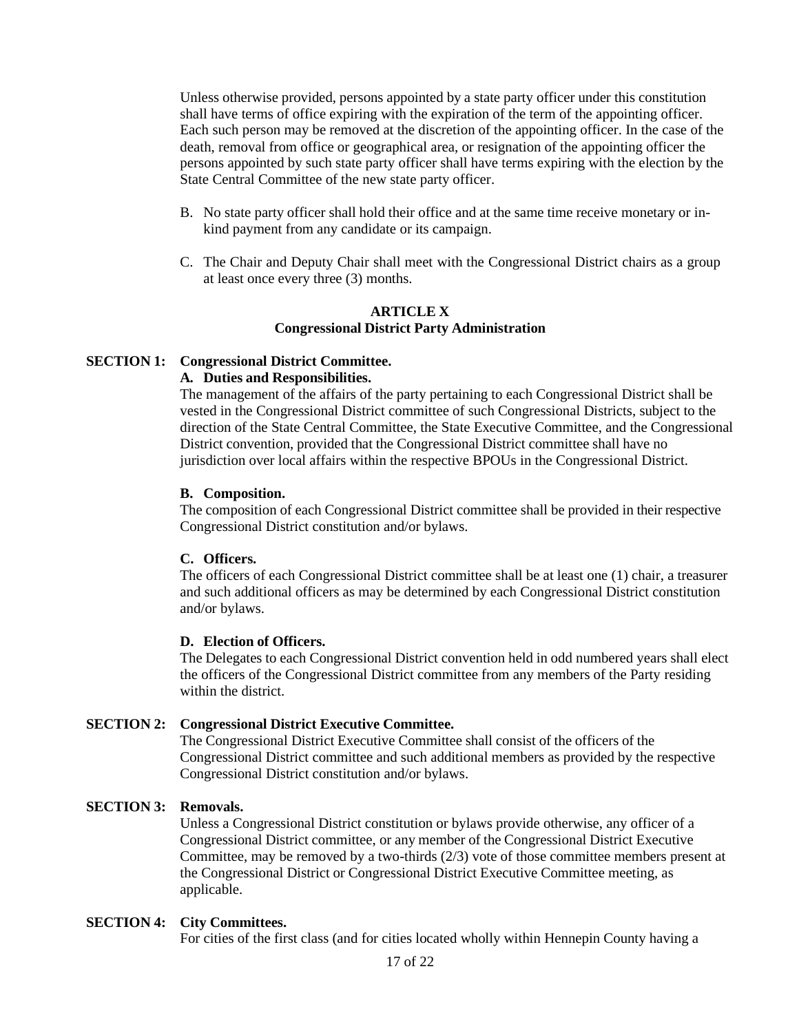Unless otherwise provided, persons appointed by a state party officer under this constitution shall have terms of office expiring with the expiration of the term of the appointing officer. Each such person may be removed at the discretion of the appointing officer. In the case of the death, removal from office or geographical area, or resignation of the appointing officer the persons appointed by such state party officer shall have terms expiring with the election by the State Central Committee of the new state party officer.

B. No state party officer shall hold their office and at the same time receive monetary or in-kind payment from any candidate or its campaign.

C. The Chair and Deputy Chair shall meet with the Congressional District chairs as a group at least once every three (3) months.

## ARTICLE X
## Congressional District Party Administration

**SECTION 1: Congressional District Committee.**

**A. Duties and Responsibilities.**

The management of the affairs of the party pertaining to each Congressional District shall be vested in the Congressional District committee of such Congressional Districts, subject to the direction of the State Central Committee, the State Executive Committee, and the Congressional District convention, provided that the Congressional District committee shall have no jurisdiction over local affairs within the respective BPOUs in the Congressional District.

**B. Composition.**

The composition of each Congressional District committee shall be provided in their respective Congressional District constitution and/or bylaws.

**C. Officers.**

The officers of each Congressional District committee shall be at least one (1) chair, a treasurer and such additional officers as may be determined by each Congressional District constitution and/or bylaws.

**D. Election of Officers.**

The Delegates to each Congressional District convention held in odd numbered years shall elect the officers of the Congressional District committee from any members of the Party residing within the district.

**SECTION 2: Congressional District Executive Committee.**

The Congressional District Executive Committee shall consist of the officers of the Congressional District committee and such additional members as provided by the respective Congressional District constitution and/or bylaws.

**SECTION 3: Removals.**

Unless a Congressional District constitution or bylaws provide otherwise, any officer of a Congressional District committee, or any member of the Congressional District Executive Committee, may be removed by a two-thirds (2/3) vote of those committee members present at the Congressional District or Congressional District Executive Committee meeting, as applicable.

**SECTION 4: City Committees.**

For cities of the first class (and for cities located wholly within Hennepin County having a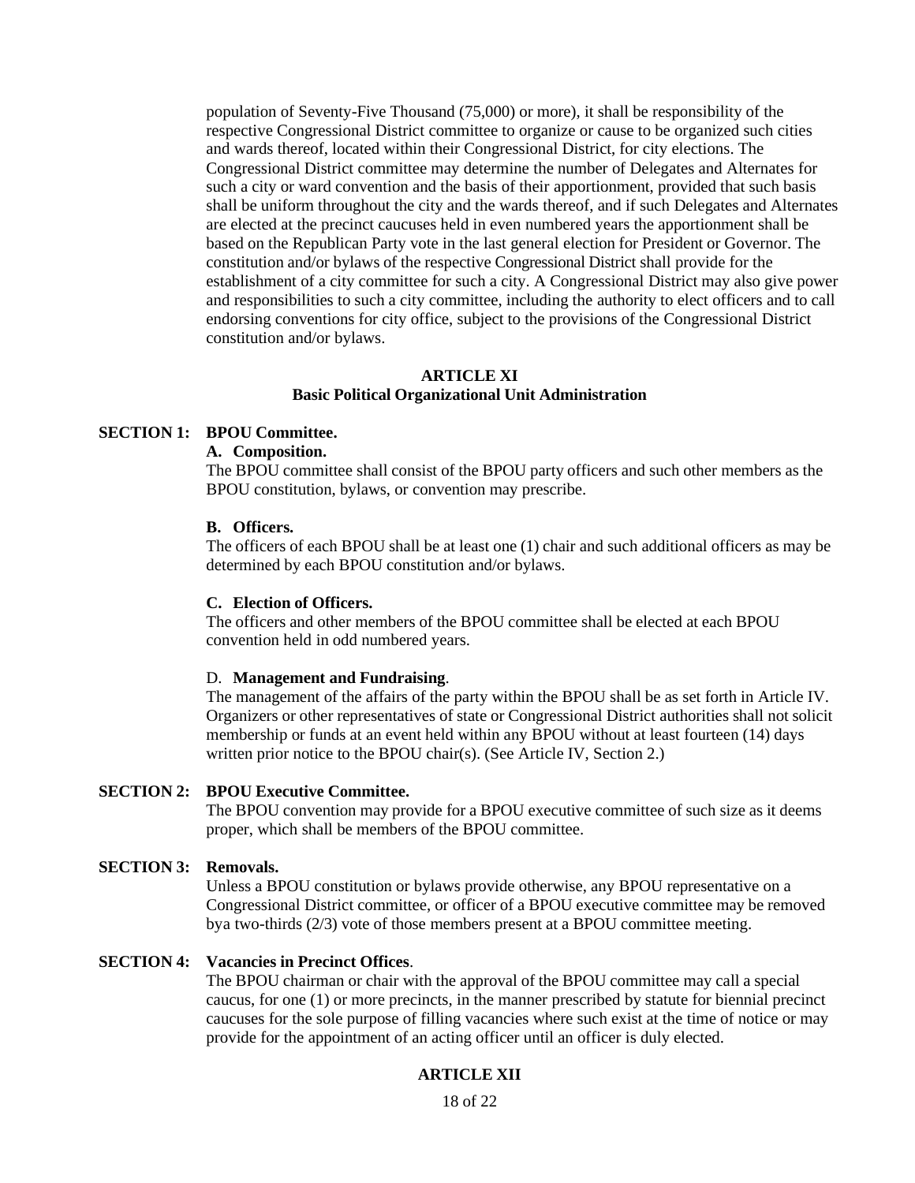population of Seventy-Five Thousand (75,000) or more), it shall be responsibility of the respective Congressional District committee to organize or cause to be organized such cities and wards thereof, located within their Congressional District, for city elections. The Congressional District committee may determine the number of Delegates and Alternates for such a city or ward convention and the basis of their apportionment, provided that such basis shall be uniform throughout the city and the wards thereof, and if such Delegates and Alternates are elected at the precinct caucuses held in even numbered years the apportionment shall be based on the Republican Party vote in the last general election for President or Governor. The constitution and/or bylaws of the respective Congressional District shall provide for the establishment of a city committee for such a city. A Congressional District may also give power and responsibilities to such a city committee, including the authority to elect officers and to call endorsing conventions for city office, subject to the provisions of the Congressional District constitution and/or bylaws.

## ARTICLE XI
## Basic Political Organizational Unit Administration

**SECTION 1: BPOU Committee.**

**A. Composition.**

The BPOU committee shall consist of the BPOU party officers and such other members as the BPOU constitution, bylaws, or convention may prescribe.

**B. Officers.**

The officers of each BPOU shall be at least one (1) chair and such additional officers as may be determined by each BPOU constitution and/or bylaws.

**C. Election of Officers.**

The officers and other members of the BPOU committee shall be elected at each BPOU convention held in odd numbered years.

D. **Management and Fundraising**.

The management of the affairs of the party within the BPOU shall be as set forth in Article IV. Organizers or other representatives of state or Congressional District authorities shall not solicit membership or funds at an event held within any BPOU without at least fourteen (14) days written prior notice to the BPOU chair(s). (See Article IV, Section 2.)

**SECTION 2: BPOU Executive Committee.**

The BPOU convention may provide for a BPOU executive committee of such size as it deems proper, which shall be members of the BPOU committee.

**SECTION 3: Removals.**

Unless a BPOU constitution or bylaws provide otherwise, any BPOU representative on a Congressional District committee, or officer of a BPOU executive committee may be removed bya two-thirds (2/3) vote of those members present at a BPOU committee meeting.

**SECTION 4: Vacancies in Precinct Offices**.

The BPOU chairman or chair with the approval of the BPOU committee may call a special caucus, for one (1) or more precincts, in the manner prescribed by statute for biennial precinct caucuses for the sole purpose of filling vacancies where such exist at the time of notice or may provide for the appointment of an acting officer until an officer is duly elected.

## ARTICLE XII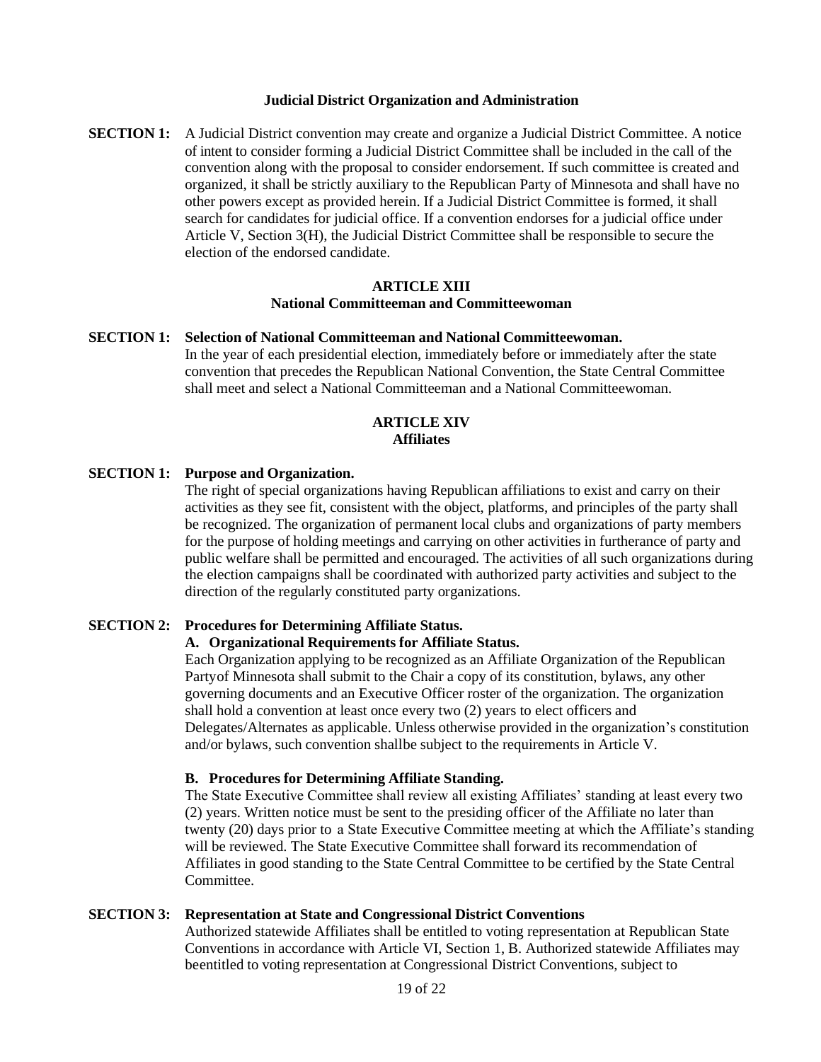**Judicial District Organization and Administration**

**SECTION 1:** A Judicial District convention may create and organize a Judicial District Committee. A notice of intent to consider forming a Judicial District Committee shall be included in the call of the convention along with the proposal to consider endorsement. If such committee is created and organized, it shall be strictly auxiliary to the Republican Party of Minnesota and shall have no other powers except as provided herein. If a Judicial District Committee is formed, it shall search for candidates for judicial office. If a convention endorses for a judicial office under Article V, Section 3(H), the Judicial District Committee shall be responsible to secure the election of the endorsed candidate.

## ARTICLE XIII
## National Committeeman and Committeewoman

**SECTION 1: Selection of National Committeeman and National Committeewoman.**
In the year of each presidential election, immediately before or immediately after the state convention that precedes the Republican National Convention, the State Central Committee shall meet and select a National Committeeman and a National Committeewoman.

## ARTICLE XIV
## Affiliates

**SECTION 1: Purpose and Organization.**
The right of special organizations having Republican affiliations to exist and carry on their activities as they see fit, consistent with the object, platforms, and principles of the party shall be recognized. The organization of permanent local clubs and organizations of party members for the purpose of holding meetings and carrying on other activities in furtherance of party and public welfare shall be permitted and encouraged. The activities of all such organizations during the election campaigns shall be coordinated with authorized party activities and subject to the direction of the regularly constituted party organizations.

**SECTION 2: Procedures for Determining Affiliate Status.**

**A. Organizational Requirements for Affiliate Status.**
Each Organization applying to be recognized as an Affiliate Organization of the Republican Partyof Minnesota shall submit to the Chair a copy of its constitution, bylaws, any other governing documents and an Executive Officer roster of the organization. The organization shall hold a convention at least once every two (2) years to elect officers and Delegates/Alternates as applicable. Unless otherwise provided in the organization's constitution and/or bylaws, such convention shallbe subject to the requirements in Article V.

**B. Procedures for Determining Affiliate Standing.**
The State Executive Committee shall review all existing Affiliates' standing at least every two (2) years. Written notice must be sent to the presiding officer of the Affiliate no later than twenty (20) days prior to a State Executive Committee meeting at which the Affiliate's standing will be reviewed. The State Executive Committee shall forward its recommendation of Affiliates in good standing to the State Central Committee to be certified by the State Central Committee.

**SECTION 3: Representation at State and Congressional District Conventions**
Authorized statewide Affiliates shall be entitled to voting representation at Republican State Conventions in accordance with Article VI, Section 1, B. Authorized statewide Affiliates may beentitled to voting representation at Congressional District Conventions, subject to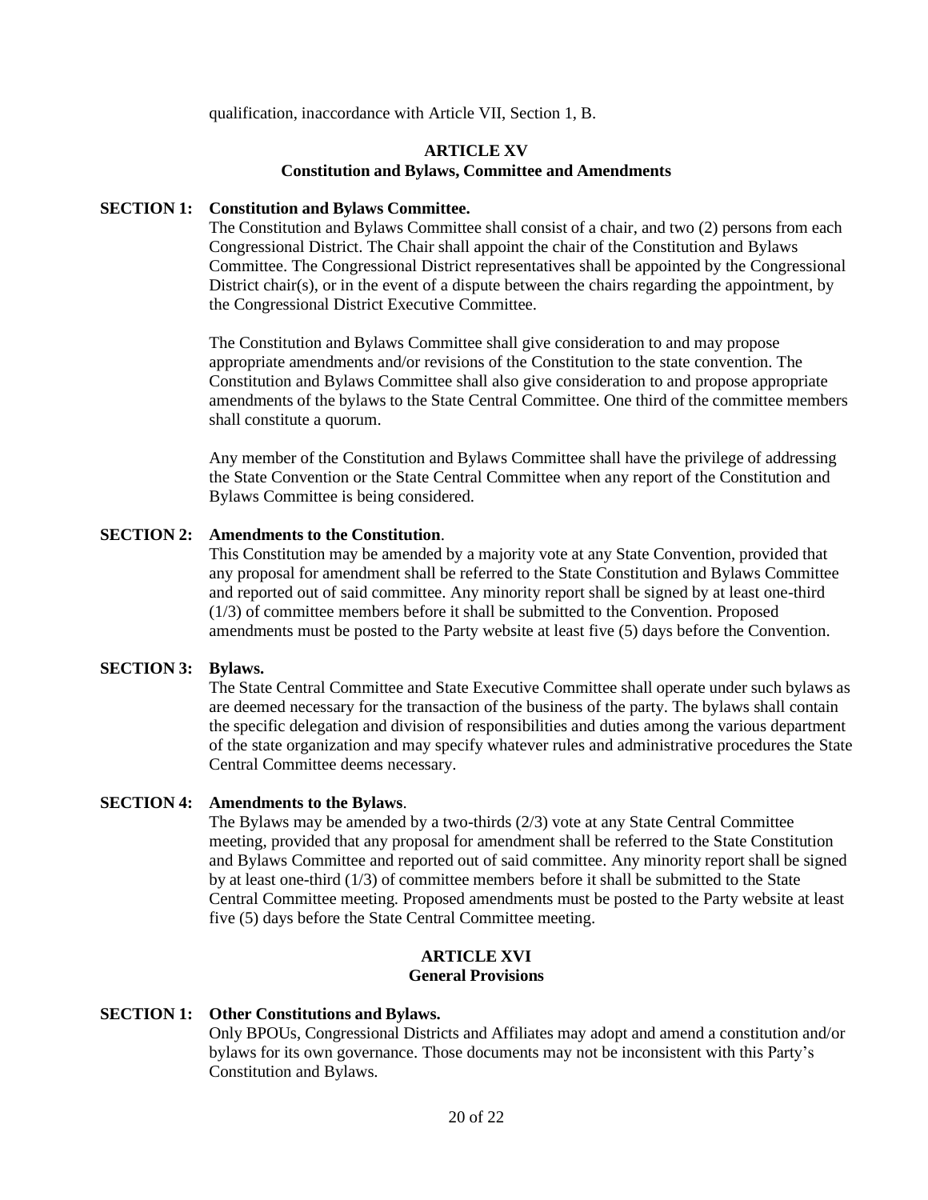qualification, inaccordance with Article VII, Section 1, B.

## ARTICLE XV
## Constitution and Bylaws, Committee and Amendments

**SECTION 1: Constitution and Bylaws Committee.**

The Constitution and Bylaws Committee shall consist of a chair, and two (2) persons from each Congressional District. The Chair shall appoint the chair of the Constitution and Bylaws Committee. The Congressional District representatives shall be appointed by the Congressional District chair(s), or in the event of a dispute between the chairs regarding the appointment, by the Congressional District Executive Committee.

The Constitution and Bylaws Committee shall give consideration to and may propose appropriate amendments and/or revisions of the Constitution to the state convention. The Constitution and Bylaws Committee shall also give consideration to and propose appropriate amendments of the bylaws to the State Central Committee. One third of the committee members shall constitute a quorum.

Any member of the Constitution and Bylaws Committee shall have the privilege of addressing the State Convention or the State Central Committee when any report of the Constitution and Bylaws Committee is being considered.

**SECTION 2: Amendments to the Constitution**.

This Constitution may be amended by a majority vote at any State Convention, provided that any proposal for amendment shall be referred to the State Constitution and Bylaws Committee and reported out of said committee. Any minority report shall be signed by at least one-third (1/3) of committee members before it shall be submitted to the Convention. Proposed amendments must be posted to the Party website at least five (5) days before the Convention.

**SECTION 3: Bylaws.**

The State Central Committee and State Executive Committee shall operate under such bylaws as are deemed necessary for the transaction of the business of the party. The bylaws shall contain the specific delegation and division of responsibilities and duties among the various department of the state organization and may specify whatever rules and administrative procedures the State Central Committee deems necessary.

**SECTION 4: Amendments to the Bylaws**.

The Bylaws may be amended by a two-thirds (2/3) vote at any State Central Committee meeting, provided that any proposal for amendment shall be referred to the State Constitution and Bylaws Committee and reported out of said committee. Any minority report shall be signed by at least one-third (1/3) of committee members before it shall be submitted to the State Central Committee meeting. Proposed amendments must be posted to the Party website at least five (5) days before the State Central Committee meeting.

## ARTICLE XVI
## General Provisions

**SECTION 1: Other Constitutions and Bylaws.**

Only BPOUs, Congressional Districts and Affiliates may adopt and amend a constitution and/or bylaws for its own governance. Those documents may not be inconsistent with this Party's Constitution and Bylaws.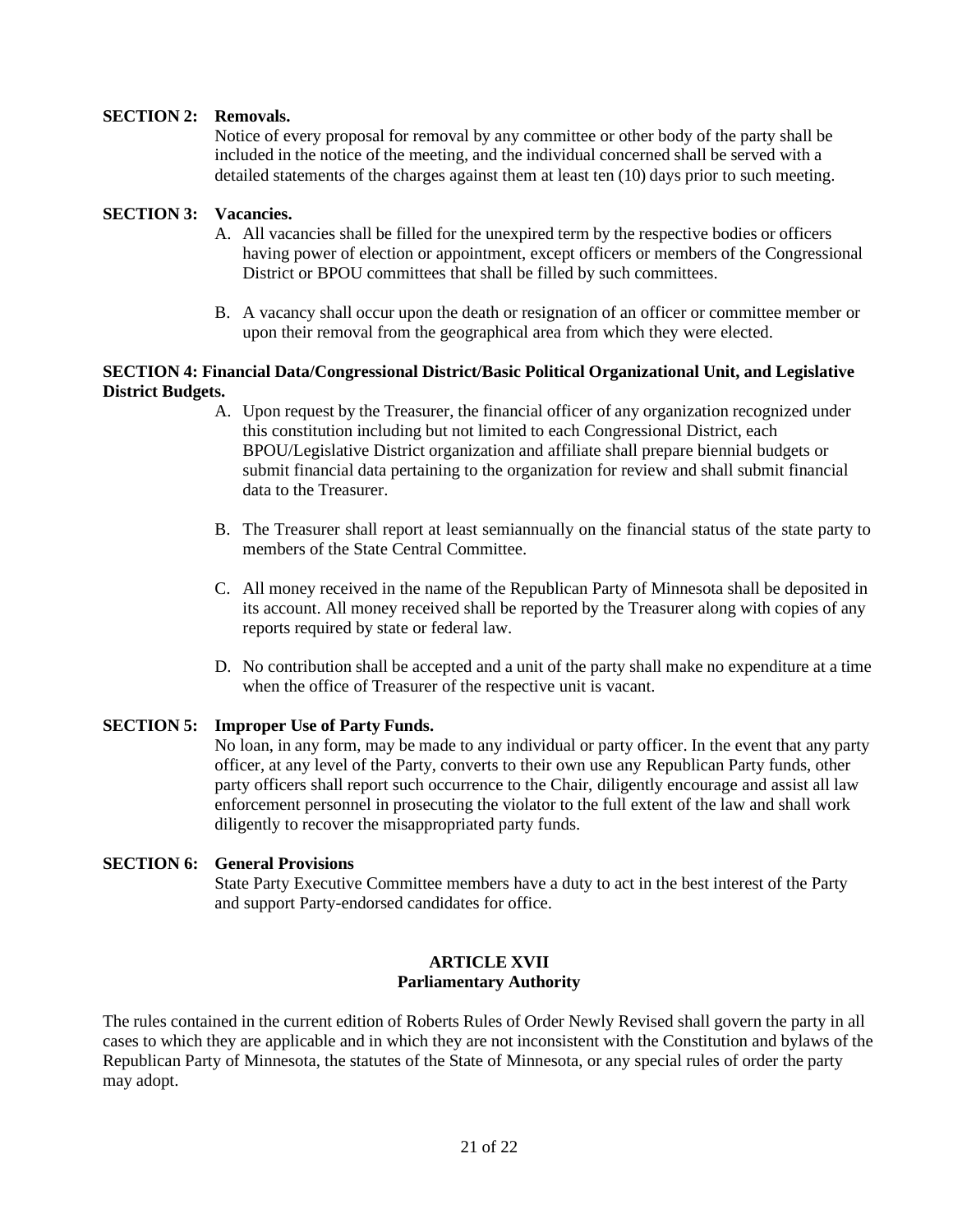**SECTION 2: Removals.**

Notice of every proposal for removal by any committee or other body of the party shall be included in the notice of the meeting, and the individual concerned shall be served with a detailed statements of the charges against them at least ten (10) days prior to such meeting.

**SECTION 3: Vacancies.**

A. All vacancies shall be filled for the unexpired term by the respective bodies or officers having power of election or appointment, except officers or members of the Congressional District or BPOU committees that shall be filled by such committees.

B. A vacancy shall occur upon the death or resignation of an officer or committee member or upon their removal from the geographical area from which they were elected.

**SECTION 4: Financial Data/Congressional District/Basic Political Organizational Unit, and Legislative District Budgets.**

A. Upon request by the Treasurer, the financial officer of any organization recognized under this constitution including but not limited to each Congressional District, each BPOU/Legislative District organization and affiliate shall prepare biennial budgets or submit financial data pertaining to the organization for review and shall submit financial data to the Treasurer.

B. The Treasurer shall report at least semiannually on the financial status of the state party to members of the State Central Committee.

C. All money received in the name of the Republican Party of Minnesota shall be deposited in its account. All money received shall be reported by the Treasurer along with copies of any reports required by state or federal law.

D. No contribution shall be accepted and a unit of the party shall make no expenditure at a time when the office of Treasurer of the respective unit is vacant.

**SECTION 5: Improper Use of Party Funds.**

No loan, in any form, may be made to any individual or party officer. In the event that any party officer, at any level of the Party, converts to their own use any Republican Party funds, other party officers shall report such occurrence to the Chair, diligently encourage and assist all law enforcement personnel in prosecuting the violator to the full extent of the law and shall work diligently to recover the misappropriated party funds.

**SECTION 6: General Provisions**

State Party Executive Committee members have a duty to act in the best interest of the Party and support Party-endorsed candidates for office.

## ARTICLE XVII
## Parliamentary Authority

The rules contained in the current edition of Roberts Rules of Order Newly Revised shall govern the party in all cases to which they are applicable and in which they are not inconsistent with the Constitution and bylaws of the Republican Party of Minnesota, the statutes of the State of Minnesota, or any special rules of order the party may adopt.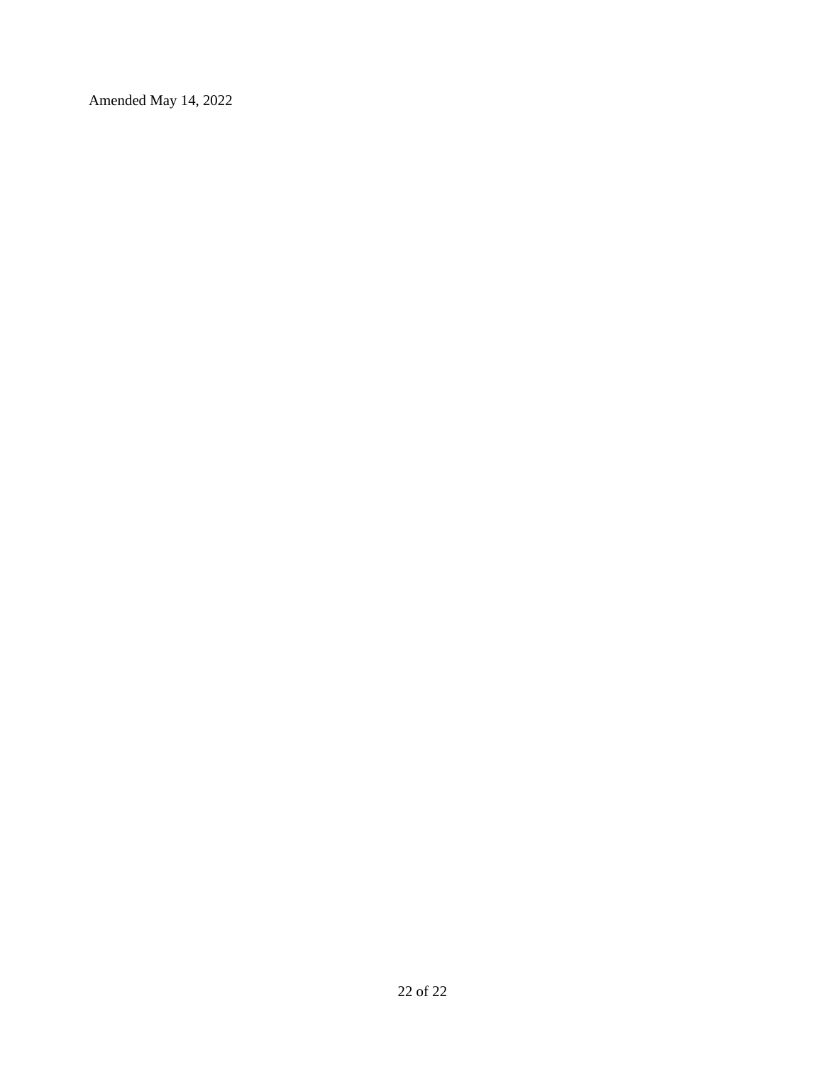Amended May 14, 2022